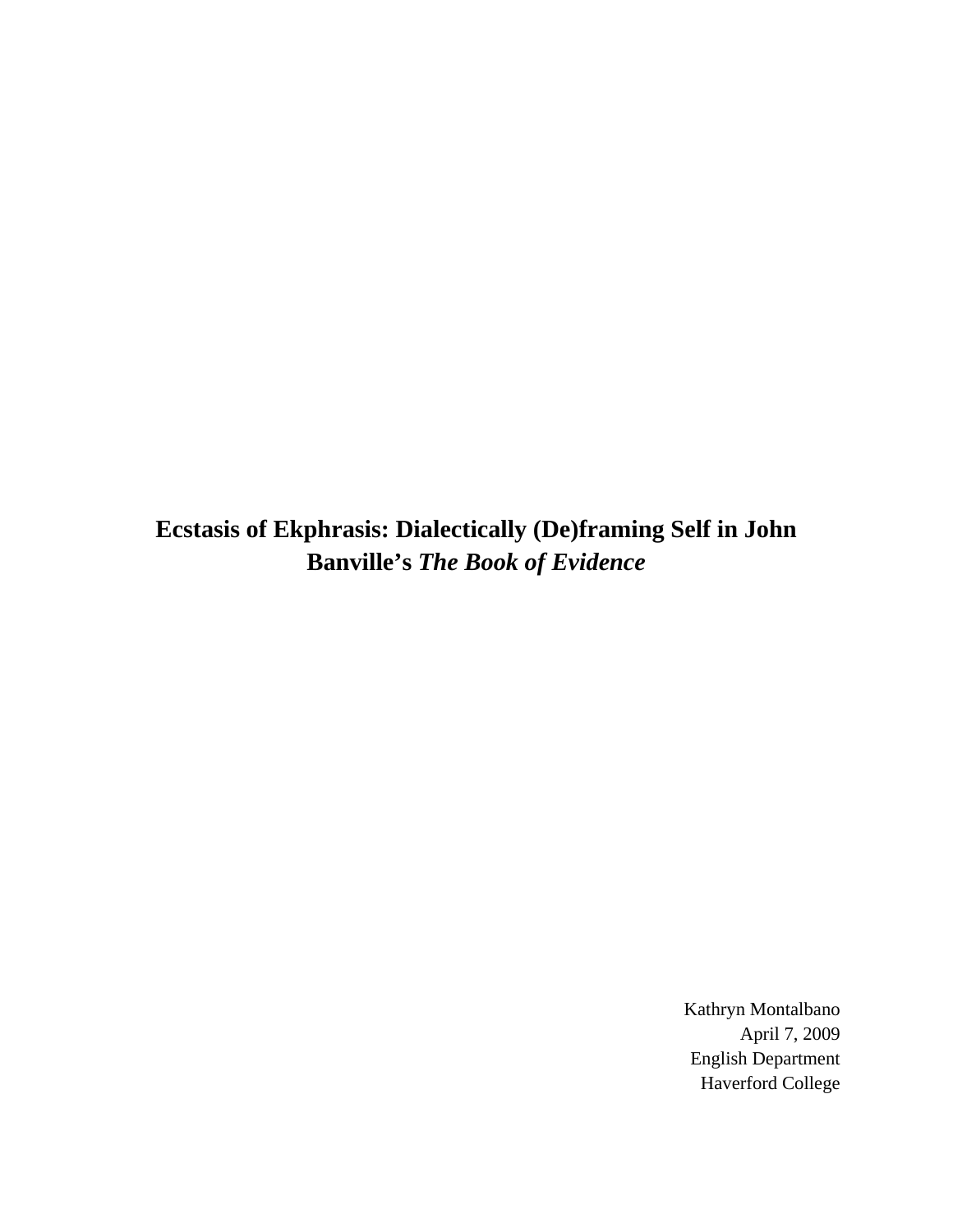# Ecstasis of Ekphrasis: Dialectically (De)framing Self in John Banville's *The Book of Evidence*

Kathryn Montalbano
April 7, 2009
English Department
Haverford College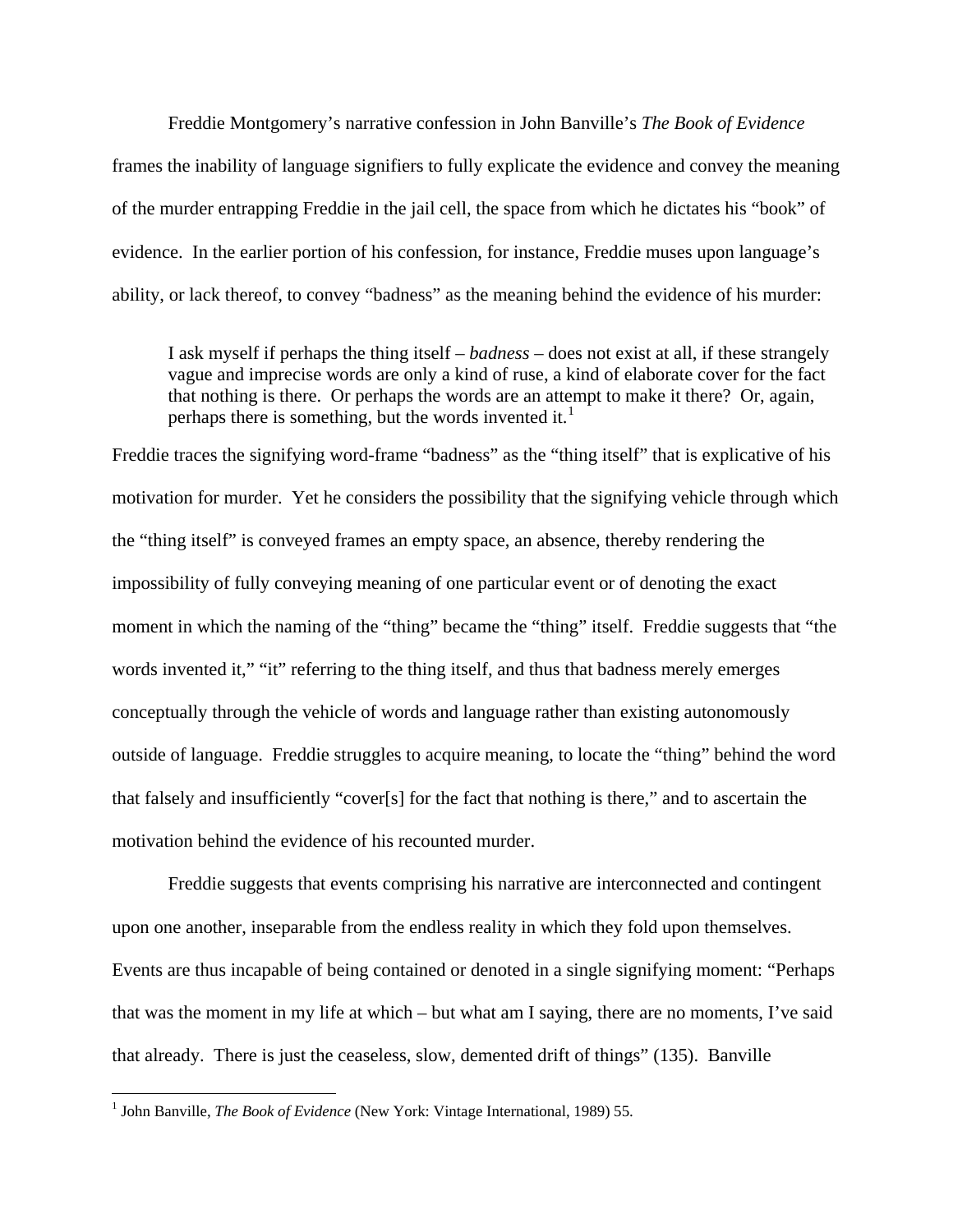Freddie Montgomery's narrative confession in John Banville's *The Book of Evidence* frames the inability of language signifiers to fully explicate the evidence and convey the meaning of the murder entrapping Freddie in the jail cell, the space from which he dictates his "book" of evidence. In the earlier portion of his confession, for instance, Freddie muses upon language's ability, or lack thereof, to convey "badness" as the meaning behind the evidence of his murder:

> I ask myself if perhaps the thing itself – *badness* – does not exist at all, if these strangely vague and imprecise words are only a kind of ruse, a kind of elaborate cover for the fact that nothing is there. Or perhaps the words are an attempt to make it there? Or, again, perhaps there is something, but the words invented it.[1]

Freddie traces the signifying word-frame "badness" as the "thing itself" that is explicative of his motivation for murder. Yet he considers the possibility that the signifying vehicle through which the "thing itself" is conveyed frames an empty space, an absence, thereby rendering the impossibility of fully conveying meaning of one particular event or of denoting the exact moment in which the naming of the "thing" became the "thing" itself. Freddie suggests that "the words invented it," "it" referring to the thing itself, and thus that badness merely emerges conceptually through the vehicle of words and language rather than existing autonomously outside of language. Freddie struggles to acquire meaning, to locate the "thing" behind the word that falsely and insufficiently "cover[s] for the fact that nothing is there," and to ascertain the motivation behind the evidence of his recounted murder.

Freddie suggests that events comprising his narrative are interconnected and contingent upon one another, inseparable from the endless reality in which they fold upon themselves. Events are thus incapable of being contained or denoted in a single signifying moment: "Perhaps that was the moment in my life at which – but what am I saying, there are no moments, I've said that already. There is just the ceaseless, slow, demented drift of things" (135). Banville

---

[1] John Banville, *The Book of Evidence* (New York: Vintage International, 1989) 55.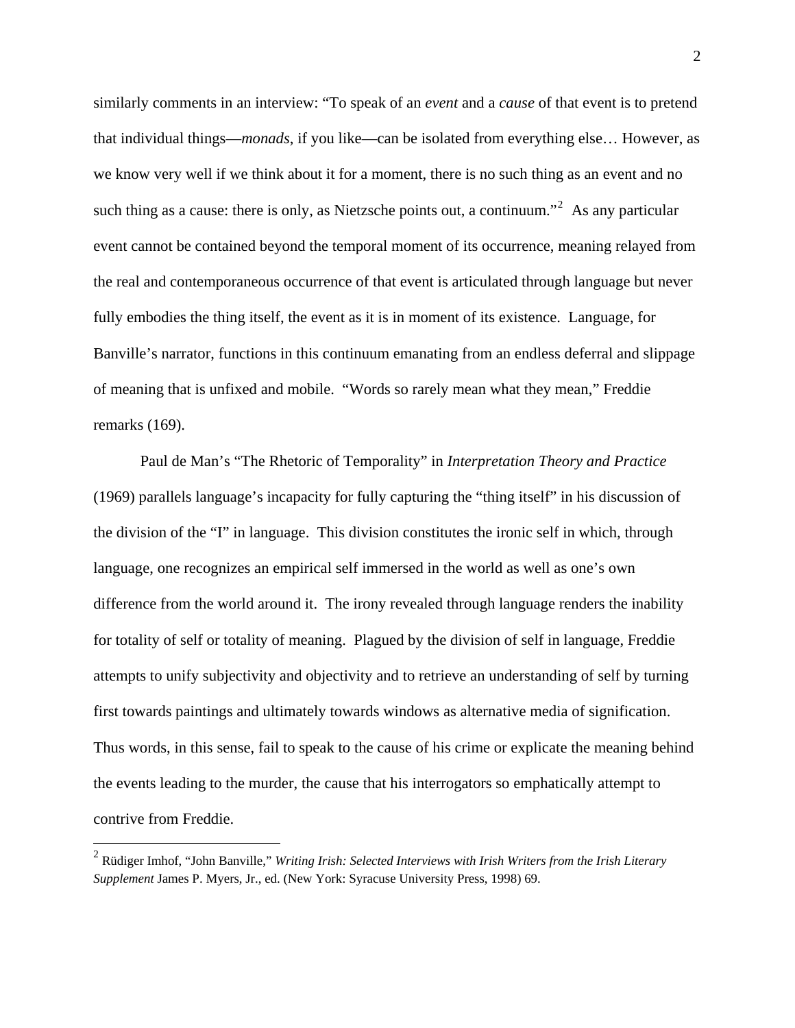similarly comments in an interview: "To speak of an *event* and a *cause* of that event is to pretend that individual things—*monads*, if you like—can be isolated from everything else… However, as we know very well if we think about it for a moment, there is no such thing as an event and no such thing as a cause: there is only, as Nietzsche points out, a continuum."[2] As any particular event cannot be contained beyond the temporal moment of its occurrence, meaning relayed from the real and contemporaneous occurrence of that event is articulated through language but never fully embodies the thing itself, the event as it is in moment of its existence. Language, for Banville's narrator, functions in this continuum emanating from an endless deferral and slippage of meaning that is unfixed and mobile. "Words so rarely mean what they mean," Freddie remarks (169).

Paul de Man's "The Rhetoric of Temporality" in *Interpretation Theory and Practice* (1969) parallels language's incapacity for fully capturing the "thing itself" in his discussion of the division of the "I" in language. This division constitutes the ironic self in which, through language, one recognizes an empirical self immersed in the world as well as one's own difference from the world around it. The irony revealed through language renders the inability for totality of self or totality of meaning. Plagued by the division of self in language, Freddie attempts to unify subjectivity and objectivity and to retrieve an understanding of self by turning first towards paintings and ultimately towards windows as alternative media of signification. Thus words, in this sense, fail to speak to the cause of his crime or explicate the meaning behind the events leading to the murder, the cause that his interrogators so emphatically attempt to contrive from Freddie.

---

[2] Rüdiger Imhof, "John Banville," *Writing Irish: Selected Interviews with Irish Writers from the Irish Literary Supplement* James P. Myers, Jr., ed. (New York: Syracuse University Press, 1998) 69.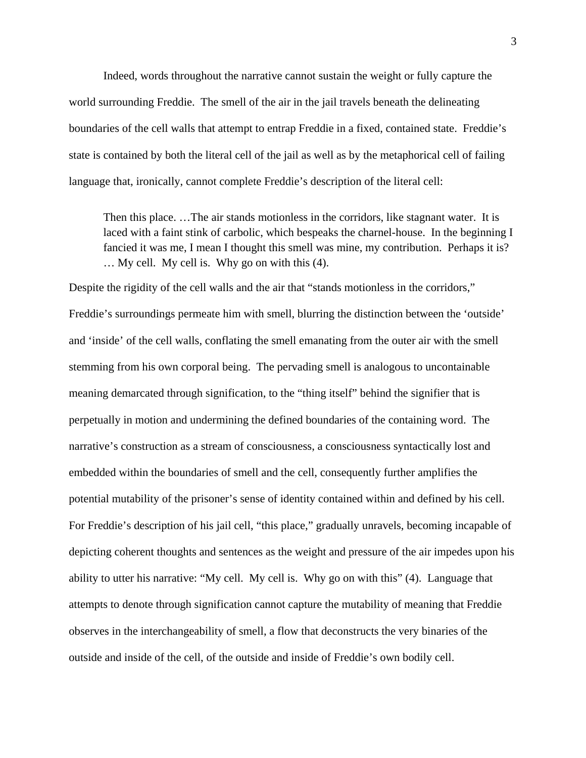Indeed, words throughout the narrative cannot sustain the weight or fully capture the world surrounding Freddie. The smell of the air in the jail travels beneath the delineating boundaries of the cell walls that attempt to entrap Freddie in a fixed, contained state. Freddie's state is contained by both the literal cell of the jail as well as by the metaphorical cell of failing language that, ironically, cannot complete Freddie's description of the literal cell:

> Then this place. …The air stands motionless in the corridors, like stagnant water. It is laced with a faint stink of carbolic, which bespeaks the charnel-house. In the beginning I fancied it was me, I mean I thought this smell was mine, my contribution. Perhaps it is? … My cell. My cell is. Why go on with this (4).

Despite the rigidity of the cell walls and the air that "stands motionless in the corridors," Freddie's surroundings permeate him with smell, blurring the distinction between the 'outside' and 'inside' of the cell walls, conflating the smell emanating from the outer air with the smell stemming from his own corporal being. The pervading smell is analogous to uncontainable meaning demarcated through signification, to the "thing itself" behind the signifier that is perpetually in motion and undermining the defined boundaries of the containing word. The narrative's construction as a stream of consciousness, a consciousness syntactically lost and embedded within the boundaries of smell and the cell, consequently further amplifies the potential mutability of the prisoner's sense of identity contained within and defined by his cell. For Freddie's description of his jail cell, "this place," gradually unravels, becoming incapable of depicting coherent thoughts and sentences as the weight and pressure of the air impedes upon his ability to utter his narrative: "My cell. My cell is. Why go on with this" (4). Language that attempts to denote through signification cannot capture the mutability of meaning that Freddie observes in the interchangeability of smell, a flow that deconstructs the very binaries of the outside and inside of the cell, of the outside and inside of Freddie's own bodily cell.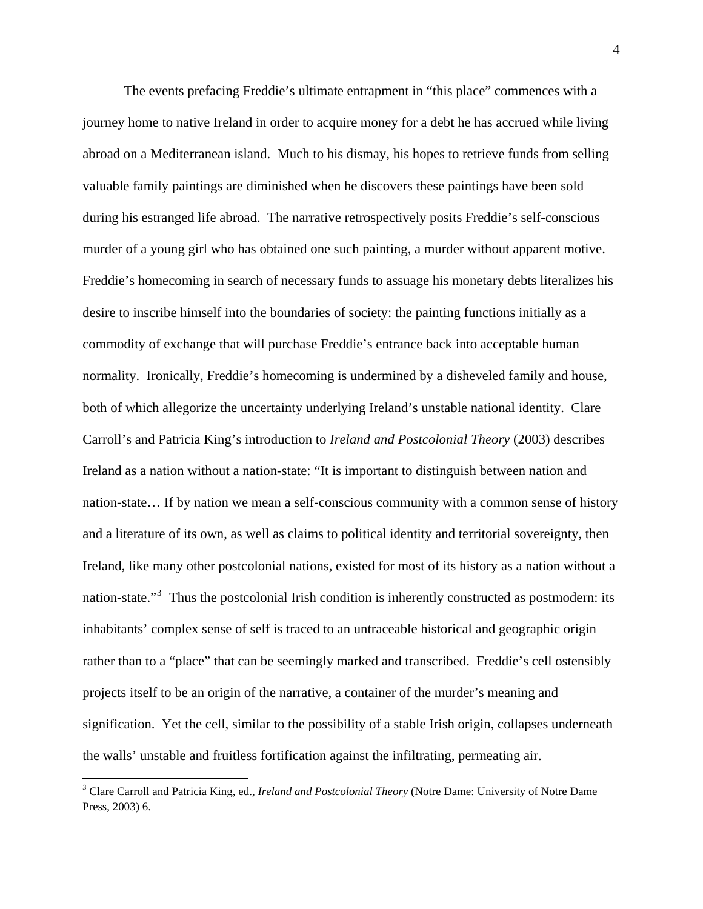The events prefacing Freddie's ultimate entrapment in "this place" commences with a journey home to native Ireland in order to acquire money for a debt he has accrued while living abroad on a Mediterranean island. Much to his dismay, his hopes to retrieve funds from selling valuable family paintings are diminished when he discovers these paintings have been sold during his estranged life abroad. The narrative retrospectively posits Freddie's self-conscious murder of a young girl who has obtained one such painting, a murder without apparent motive. Freddie's homecoming in search of necessary funds to assuage his monetary debts literalizes his desire to inscribe himself into the boundaries of society: the painting functions initially as a commodity of exchange that will purchase Freddie's entrance back into acceptable human normality. Ironically, Freddie's homecoming is undermined by a disheveled family and house, both of which allegorize the uncertainty underlying Ireland's unstable national identity. Clare Carroll's and Patricia King's introduction to *Ireland and Postcolonial Theory* (2003) describes Ireland as a nation without a nation-state: "It is important to distinguish between nation and nation-state… If by nation we mean a self-conscious community with a common sense of history and a literature of its own, as well as claims to political identity and territorial sovereignty, then Ireland, like many other postcolonial nations, existed for most of its history as a nation without a nation-state."[3] Thus the postcolonial Irish condition is inherently constructed as postmodern: its inhabitants' complex sense of self is traced to an untraceable historical and geographic origin rather than to a "place" that can be seemingly marked and transcribed. Freddie's cell ostensibly projects itself to be an origin of the narrative, a container of the murder's meaning and signification. Yet the cell, similar to the possibility of a stable Irish origin, collapses underneath the walls' unstable and fruitless fortification against the infiltrating, permeating air.

---

[3] Clare Carroll and Patricia King, ed., *Ireland and Postcolonial Theory* (Notre Dame: University of Notre Dame Press, 2003) 6.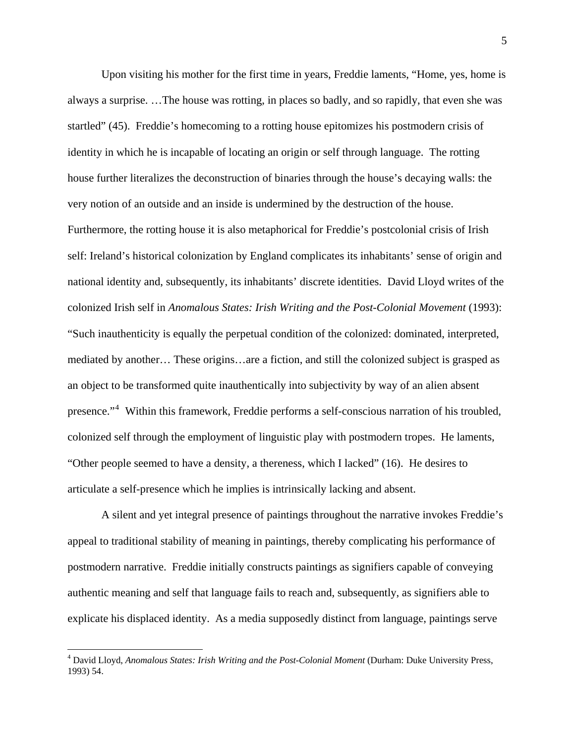Upon visiting his mother for the first time in years, Freddie laments, "Home, yes, home is always a surprise. …The house was rotting, in places so badly, and so rapidly, that even she was startled" (45). Freddie's homecoming to a rotting house epitomizes his postmodern crisis of identity in which he is incapable of locating an origin or self through language. The rotting house further literalizes the deconstruction of binaries through the house's decaying walls: the very notion of an outside and an inside is undermined by the destruction of the house. Furthermore, the rotting house it is also metaphorical for Freddie's postcolonial crisis of Irish self: Ireland's historical colonization by England complicates its inhabitants' sense of origin and national identity and, subsequently, its inhabitants' discrete identities. David Lloyd writes of the colonized Irish self in *Anomalous States: Irish Writing and the Post-Colonial Movement* (1993): "Such inauthenticity is equally the perpetual condition of the colonized: dominated, interpreted, mediated by another… These origins…are a fiction, and still the colonized subject is grasped as an object to be transformed quite inauthentically into subjectivity by way of an alien absent presence."[4] Within this framework, Freddie performs a self-conscious narration of his troubled, colonized self through the employment of linguistic play with postmodern tropes. He laments, "Other people seemed to have a density, a thereness, which I lacked" (16). He desires to articulate a self-presence which he implies is intrinsically lacking and absent.

A silent and yet integral presence of paintings throughout the narrative invokes Freddie's appeal to traditional stability of meaning in paintings, thereby complicating his performance of postmodern narrative. Freddie initially constructs paintings as signifiers capable of conveying authentic meaning and self that language fails to reach and, subsequently, as signifiers able to explicate his displaced identity. As a media supposedly distinct from language, paintings serve

---

[4] David Lloyd, *Anomalous States: Irish Writing and the Post-Colonial Moment* (Durham: Duke University Press, 1993) 54.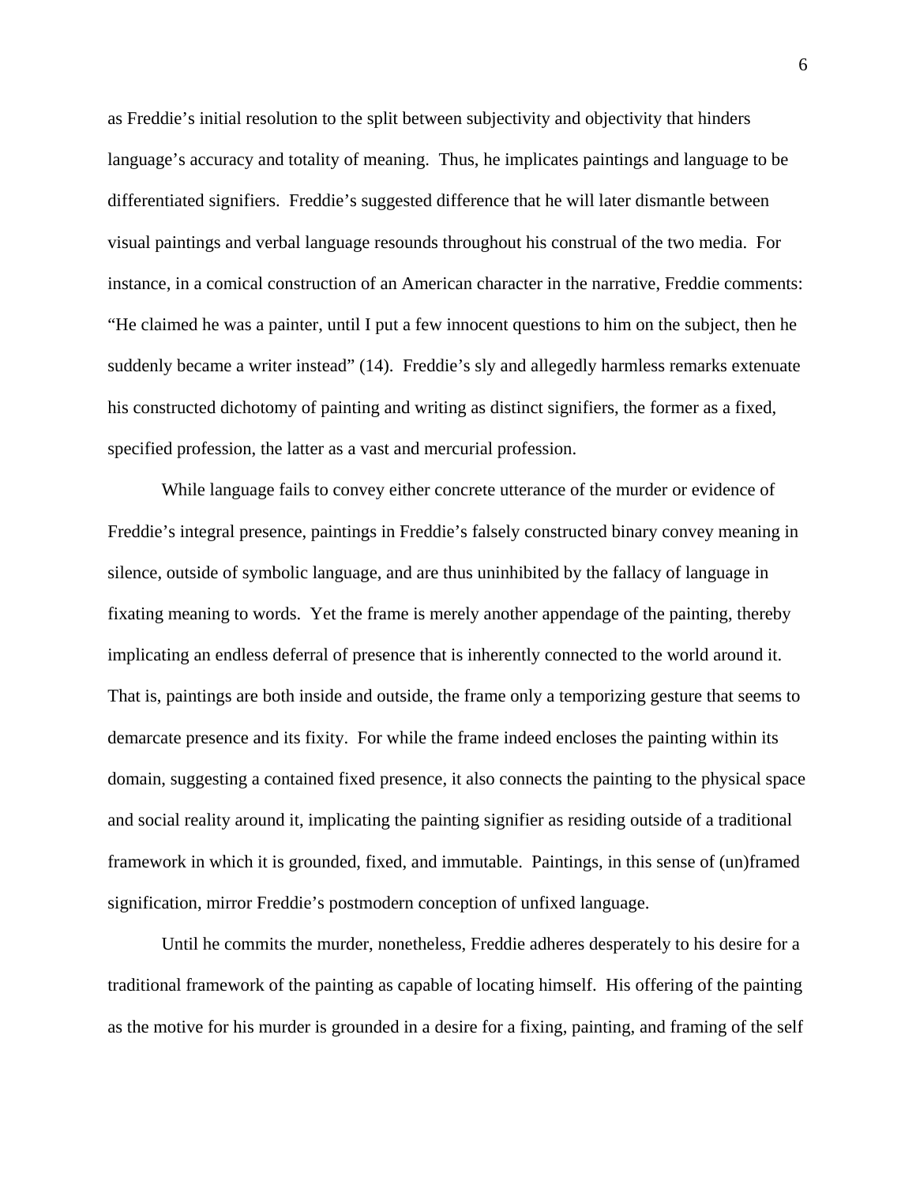as Freddie's initial resolution to the split between subjectivity and objectivity that hinders language's accuracy and totality of meaning. Thus, he implicates paintings and language to be differentiated signifiers. Freddie's suggested difference that he will later dismantle between visual paintings and verbal language resounds throughout his construal of the two media. For instance, in a comical construction of an American character in the narrative, Freddie comments: "He claimed he was a painter, until I put a few innocent questions to him on the subject, then he suddenly became a writer instead" (14). Freddie's sly and allegedly harmless remarks extenuate his constructed dichotomy of painting and writing as distinct signifiers, the former as a fixed, specified profession, the latter as a vast and mercurial profession.

While language fails to convey either concrete utterance of the murder or evidence of Freddie's integral presence, paintings in Freddie's falsely constructed binary convey meaning in silence, outside of symbolic language, and are thus uninhibited by the fallacy of language in fixating meaning to words. Yet the frame is merely another appendage of the painting, thereby implicating an endless deferral of presence that is inherently connected to the world around it. That is, paintings are both inside and outside, the frame only a temporizing gesture that seems to demarcate presence and its fixity. For while the frame indeed encloses the painting within its domain, suggesting a contained fixed presence, it also connects the painting to the physical space and social reality around it, implicating the painting signifier as residing outside of a traditional framework in which it is grounded, fixed, and immutable. Paintings, in this sense of (un)framed signification, mirror Freddie's postmodern conception of unfixed language.

Until he commits the murder, nonetheless, Freddie adheres desperately to his desire for a traditional framework of the painting as capable of locating himself. His offering of the painting as the motive for his murder is grounded in a desire for a fixing, painting, and framing of the self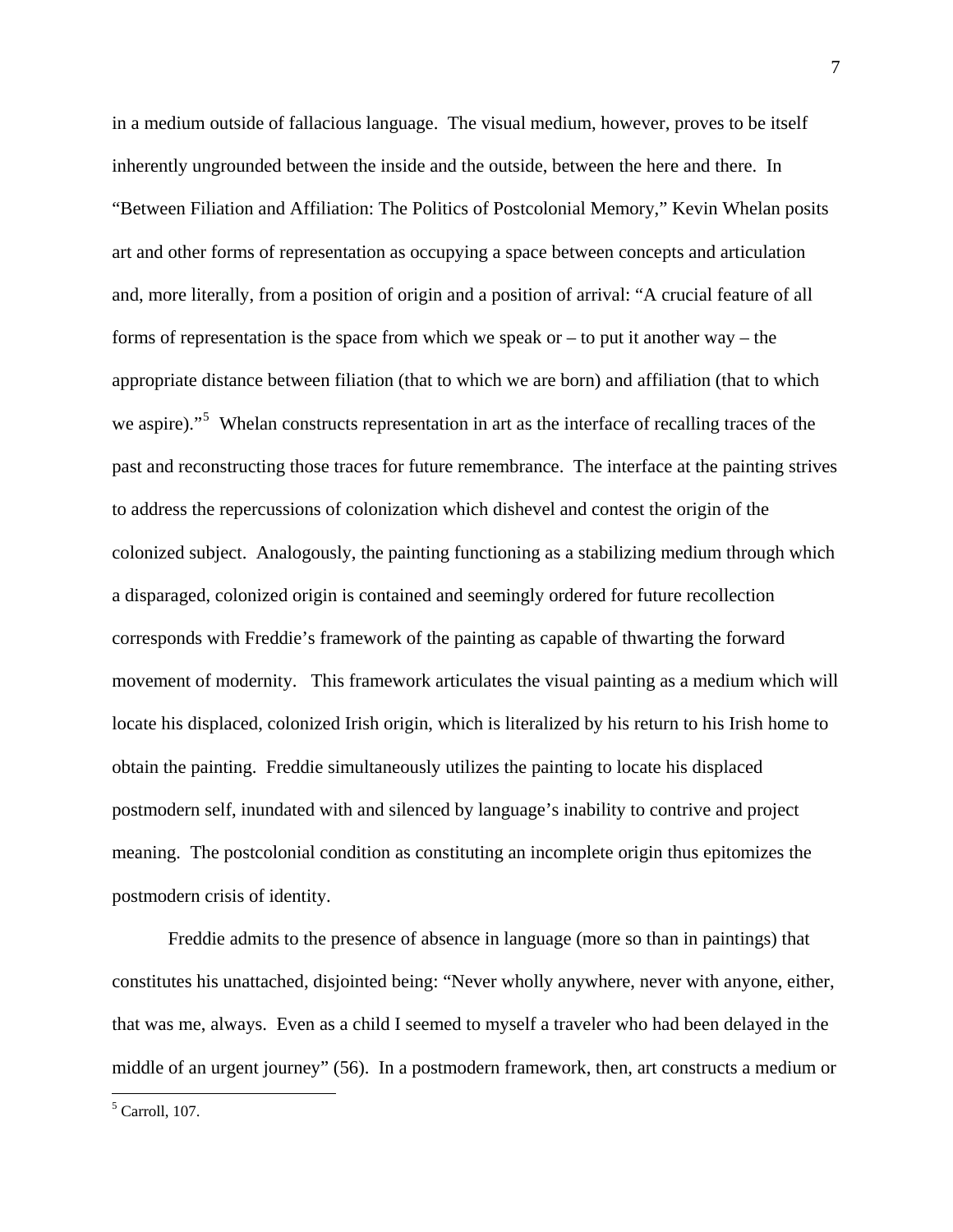in a medium outside of fallacious language. The visual medium, however, proves to be itself inherently ungrounded between the inside and the outside, between the here and there. In "Between Filiation and Affiliation: The Politics of Postcolonial Memory," Kevin Whelan posits art and other forms of representation as occupying a space between concepts and articulation and, more literally, from a position of origin and a position of arrival: "A crucial feature of all forms of representation is the space from which we speak or – to put it another way – the appropriate distance between filiation (that to which we are born) and affiliation (that to which we aspire)."[5] Whelan constructs representation in art as the interface of recalling traces of the past and reconstructing those traces for future remembrance. The interface at the painting strives to address the repercussions of colonization which dishevel and contest the origin of the colonized subject. Analogously, the painting functioning as a stabilizing medium through which a disparaged, colonized origin is contained and seemingly ordered for future recollection corresponds with Freddie's framework of the painting as capable of thwarting the forward movement of modernity. This framework articulates the visual painting as a medium which will locate his displaced, colonized Irish origin, which is literalized by his return to his Irish home to obtain the painting. Freddie simultaneously utilizes the painting to locate his displaced postmodern self, inundated with and silenced by language's inability to contrive and project meaning. The postcolonial condition as constituting an incomplete origin thus epitomizes the postmodern crisis of identity.

Freddie admits to the presence of absence in language (more so than in paintings) that constitutes his unattached, disjointed being: "Never wholly anywhere, never with anyone, either, that was me, always. Even as a child I seemed to myself a traveler who had been delayed in the middle of an urgent journey" (56). In a postmodern framework, then, art constructs a medium or

---

[5] Carroll, 107.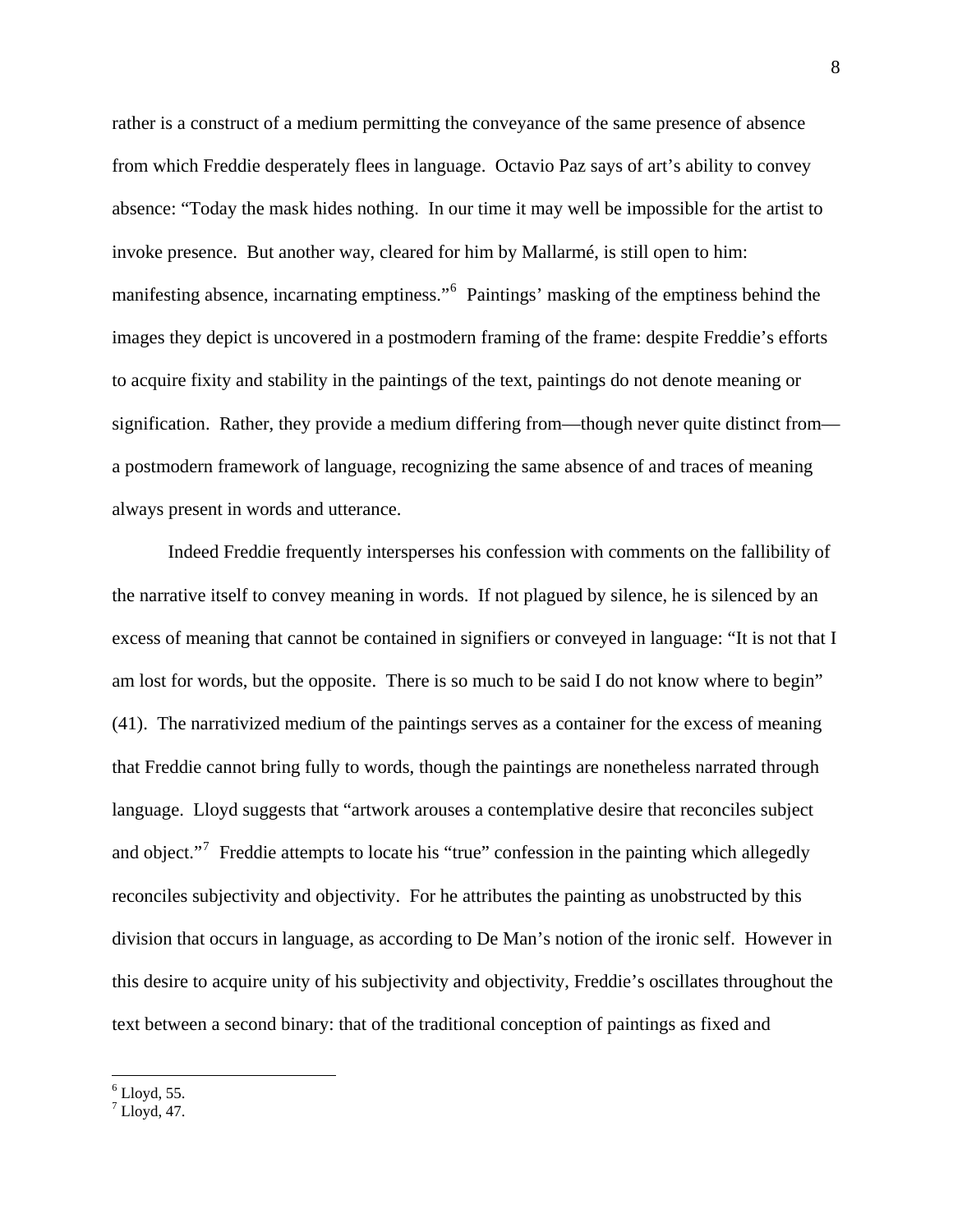rather is a construct of a medium permitting the conveyance of the same presence of absence from which Freddie desperately flees in language. Octavio Paz says of art's ability to convey absence: "Today the mask hides nothing. In our time it may well be impossible for the artist to invoke presence. But another way, cleared for him by Mallarmé, is still open to him: manifesting absence, incarnating emptiness."[6] Paintings' masking of the emptiness behind the images they depict is uncovered in a postmodern framing of the frame: despite Freddie's efforts to acquire fixity and stability in the paintings of the text, paintings do not denote meaning or signification. Rather, they provide a medium differing from—though never quite distinct from—a postmodern framework of language, recognizing the same absence of and traces of meaning always present in words and utterance.

Indeed Freddie frequently intersperses his confession with comments on the fallibility of the narrative itself to convey meaning in words. If not plagued by silence, he is silenced by an excess of meaning that cannot be contained in signifiers or conveyed in language: "It is not that I am lost for words, but the opposite. There is so much to be said I do not know where to begin" (41). The narrativized medium of the paintings serves as a container for the excess of meaning that Freddie cannot bring fully to words, though the paintings are nonetheless narrated through language. Lloyd suggests that "artwork arouses a contemplative desire that reconciles subject and object."[7] Freddie attempts to locate his "true" confession in the painting which allegedly reconciles subjectivity and objectivity. For he attributes the painting as unobstructed by this division that occurs in language, as according to De Man's notion of the ironic self. However in this desire to acquire unity of his subjectivity and objectivity, Freddie's oscillates throughout the text between a second binary: that of the traditional conception of paintings as fixed and

---

[6] Lloyd, 55.
[7] Lloyd, 47.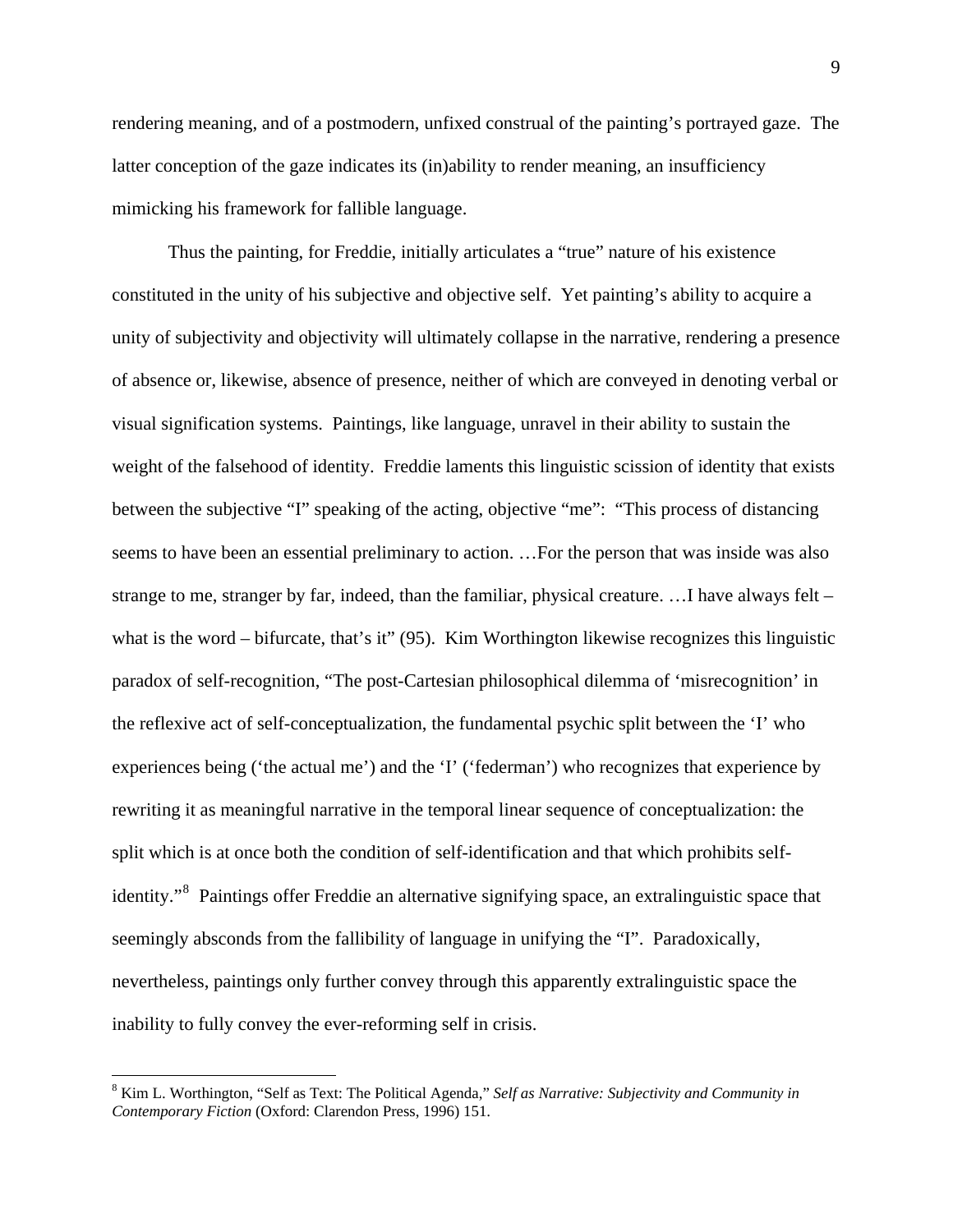rendering meaning, and of a postmodern, unfixed construal of the painting's portrayed gaze. The latter conception of the gaze indicates its (in)ability to render meaning, an insufficiency mimicking his framework for fallible language.

Thus the painting, for Freddie, initially articulates a "true" nature of his existence constituted in the unity of his subjective and objective self. Yet painting's ability to acquire a unity of subjectivity and objectivity will ultimately collapse in the narrative, rendering a presence of absence or, likewise, absence of presence, neither of which are conveyed in denoting verbal or visual signification systems. Paintings, like language, unravel in their ability to sustain the weight of the falsehood of identity. Freddie laments this linguistic scission of identity that exists between the subjective "I" speaking of the acting, objective "me": "This process of distancing seems to have been an essential preliminary to action. …For the person that was inside was also strange to me, stranger by far, indeed, than the familiar, physical creature. …I have always felt – what is the word – bifurcate, that's it" (95). Kim Worthington likewise recognizes this linguistic paradox of self-recognition, "The post-Cartesian philosophical dilemma of 'misrecognition' in the reflexive act of self-conceptualization, the fundamental psychic split between the 'I' who experiences being ('the actual me') and the 'I' ('federman') who recognizes that experience by rewriting it as meaningful narrative in the temporal linear sequence of conceptualization: the split which is at once both the condition of self-identification and that which prohibits self-identity."[8] Paintings offer Freddie an alternative signifying space, an extralinguistic space that seemingly absconds from the fallibility of language in unifying the "I". Paradoxically, nevertheless, paintings only further convey through this apparently extralinguistic space the inability to fully convey the ever-reforming self in crisis.

---

[8] Kim L. Worthington, "Self as Text: The Political Agenda," *Self as Narrative: Subjectivity and Community in Contemporary Fiction* (Oxford: Clarendon Press, 1996) 151.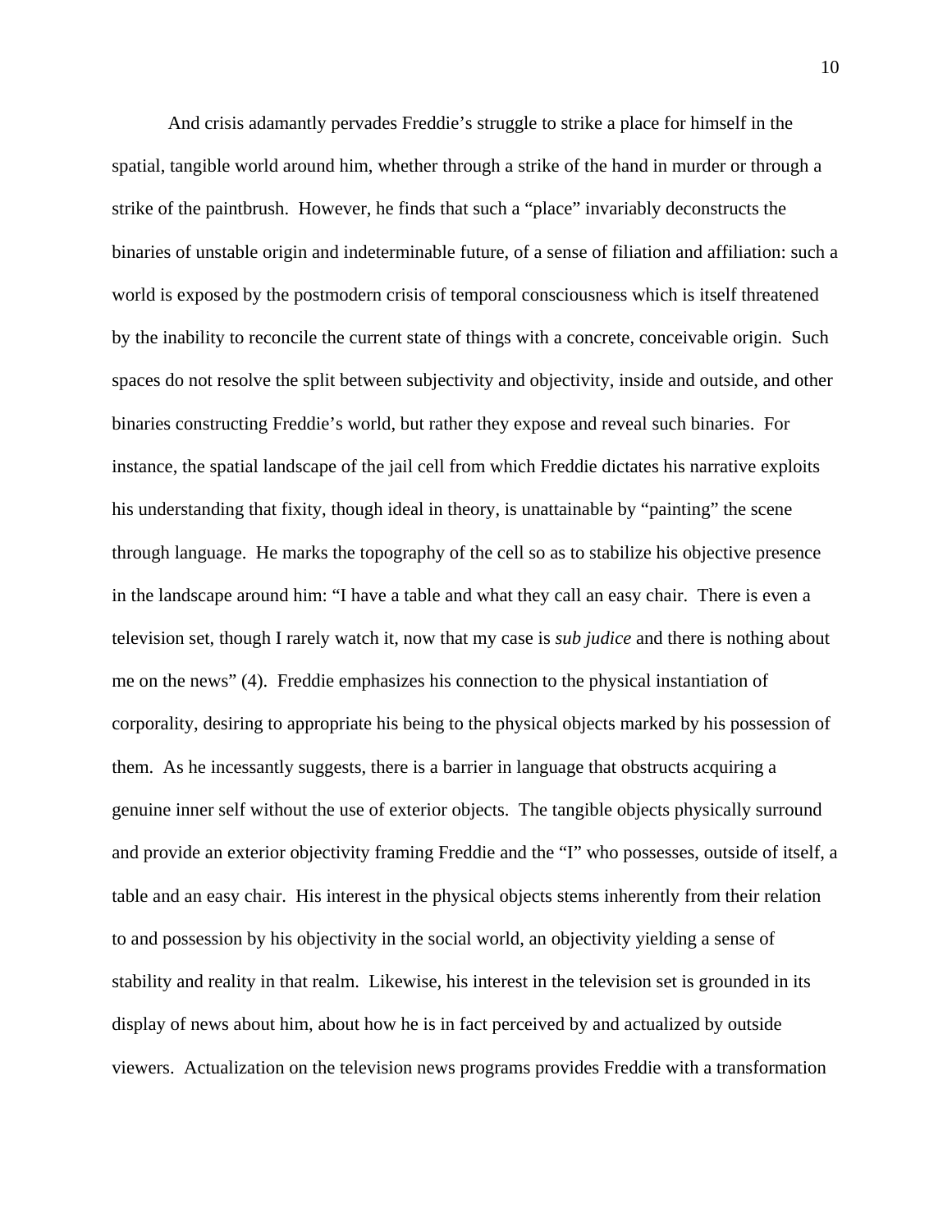And crisis adamantly pervades Freddie's struggle to strike a place for himself in the spatial, tangible world around him, whether through a strike of the hand in murder or through a strike of the paintbrush. However, he finds that such a "place" invariably deconstructs the binaries of unstable origin and indeterminable future, of a sense of filiation and affiliation: such a world is exposed by the postmodern crisis of temporal consciousness which is itself threatened by the inability to reconcile the current state of things with a concrete, conceivable origin. Such spaces do not resolve the split between subjectivity and objectivity, inside and outside, and other binaries constructing Freddie's world, but rather they expose and reveal such binaries. For instance, the spatial landscape of the jail cell from which Freddie dictates his narrative exploits his understanding that fixity, though ideal in theory, is unattainable by "painting" the scene through language. He marks the topography of the cell so as to stabilize his objective presence in the landscape around him: "I have a table and what they call an easy chair. There is even a television set, though I rarely watch it, now that my case is *sub judice* and there is nothing about me on the news" (4). Freddie emphasizes his connection to the physical instantiation of corporality, desiring to appropriate his being to the physical objects marked by his possession of them. As he incessantly suggests, there is a barrier in language that obstructs acquiring a genuine inner self without the use of exterior objects. The tangible objects physically surround and provide an exterior objectivity framing Freddie and the "I" who possesses, outside of itself, a table and an easy chair. His interest in the physical objects stems inherently from their relation to and possession by his objectivity in the social world, an objectivity yielding a sense of stability and reality in that realm. Likewise, his interest in the television set is grounded in its display of news about him, about how he is in fact perceived by and actualized by outside viewers. Actualization on the television news programs provides Freddie with a transformation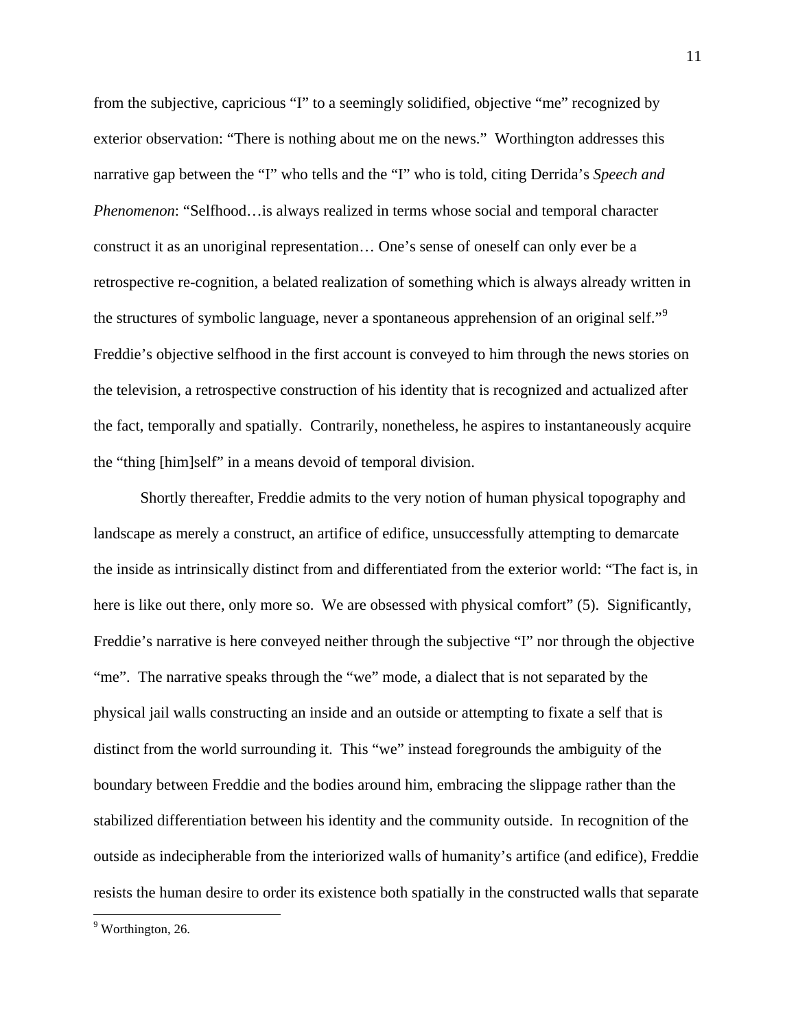from the subjective, capricious "I" to a seemingly solidified, objective "me" recognized by exterior observation: "There is nothing about me on the news." Worthington addresses this narrative gap between the "I" who tells and the "I" who is told, citing Derrida's *Speech and Phenomenon*: "Selfhood…is always realized in terms whose social and temporal character construct it as an unoriginal representation… One's sense of oneself can only ever be a retrospective re-cognition, a belated realization of something which is always already written in the structures of symbolic language, never a spontaneous apprehension of an original self."[9] Freddie's objective selfhood in the first account is conveyed to him through the news stories on the television, a retrospective construction of his identity that is recognized and actualized after the fact, temporally and spatially. Contrarily, nonetheless, he aspires to instantaneously acquire the "thing [him]self" in a means devoid of temporal division.

Shortly thereafter, Freddie admits to the very notion of human physical topography and landscape as merely a construct, an artifice of edifice, unsuccessfully attempting to demarcate the inside as intrinsically distinct from and differentiated from the exterior world: "The fact is, in here is like out there, only more so. We are obsessed with physical comfort" (5). Significantly, Freddie's narrative is here conveyed neither through the subjective "I" nor through the objective "me". The narrative speaks through the "we" mode, a dialect that is not separated by the physical jail walls constructing an inside and an outside or attempting to fixate a self that is distinct from the world surrounding it. This "we" instead foregrounds the ambiguity of the boundary between Freddie and the bodies around him, embracing the slippage rather than the stabilized differentiation between his identity and the community outside. In recognition of the outside as indecipherable from the interiorized walls of humanity's artifice (and edifice), Freddie resists the human desire to order its existence both spatially in the constructed walls that separate

[9] Worthington, 26.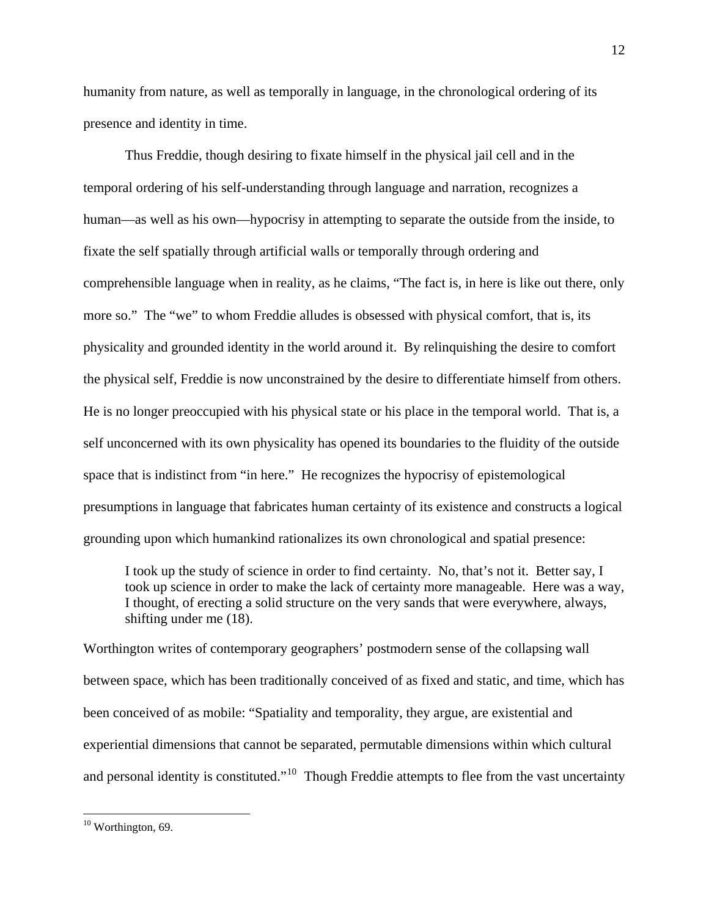humanity from nature, as well as temporally in language, in the chronological ordering of its presence and identity in time.

Thus Freddie, though desiring to fixate himself in the physical jail cell and in the temporal ordering of his self-understanding through language and narration, recognizes a human—as well as his own—hypocrisy in attempting to separate the outside from the inside, to fixate the self spatially through artificial walls or temporally through ordering and comprehensible language when in reality, as he claims, "The fact is, in here is like out there, only more so." The "we" to whom Freddie alludes is obsessed with physical comfort, that is, its physicality and grounded identity in the world around it. By relinquishing the desire to comfort the physical self, Freddie is now unconstrained by the desire to differentiate himself from others. He is no longer preoccupied with his physical state or his place in the temporal world. That is, a self unconcerned with its own physicality has opened its boundaries to the fluidity of the outside space that is indistinct from "in here." He recognizes the hypocrisy of epistemological presumptions in language that fabricates human certainty of its existence and constructs a logical grounding upon which humankind rationalizes its own chronological and spatial presence:

> I took up the study of science in order to find certainty. No, that's not it. Better say, I took up science in order to make the lack of certainty more manageable. Here was a way, I thought, of erecting a solid structure on the very sands that were everywhere, always, shifting under me (18).

Worthington writes of contemporary geographers' postmodern sense of the collapsing wall between space, which has been traditionally conceived of as fixed and static, and time, which has been conceived of as mobile: "Spatiality and temporality, they argue, are existential and experiential dimensions that cannot be separated, permutable dimensions within which cultural and personal identity is constituted."[10] Though Freddie attempts to flee from the vast uncertainty

[10] Worthington, 69.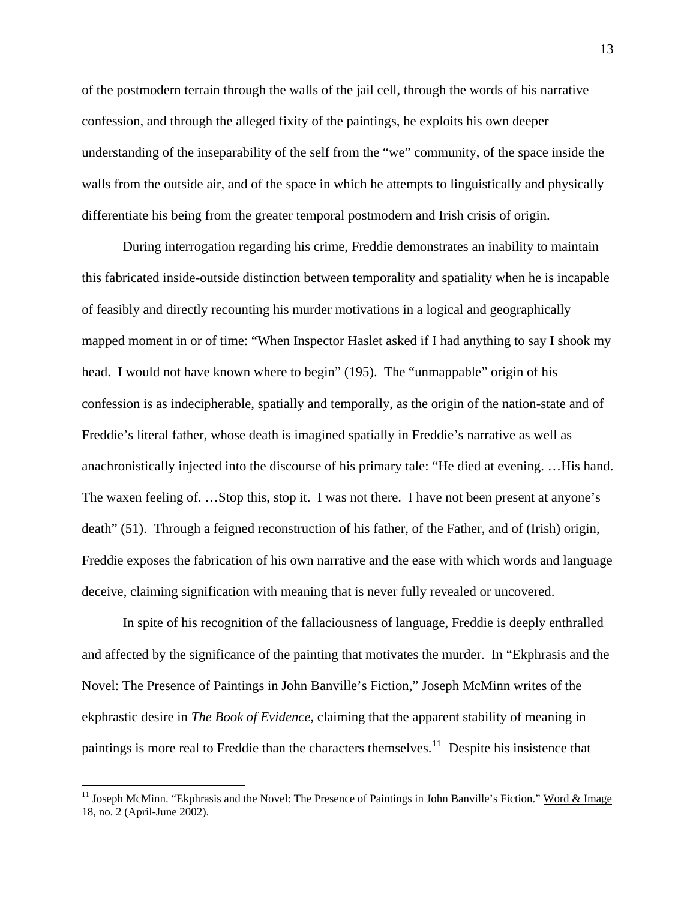of the postmodern terrain through the walls of the jail cell, through the words of his narrative confession, and through the alleged fixity of the paintings, he exploits his own deeper understanding of the inseparability of the self from the "we" community, of the space inside the walls from the outside air, and of the space in which he attempts to linguistically and physically differentiate his being from the greater temporal postmodern and Irish crisis of origin.

During interrogation regarding his crime, Freddie demonstrates an inability to maintain this fabricated inside-outside distinction between temporality and spatiality when he is incapable of feasibly and directly recounting his murder motivations in a logical and geographically mapped moment in or of time: "When Inspector Haslet asked if I had anything to say I shook my head. I would not have known where to begin" (195). The "unmappable" origin of his confession is as indecipherable, spatially and temporally, as the origin of the nation-state and of Freddie's literal father, whose death is imagined spatially in Freddie's narrative as well as anachronistically injected into the discourse of his primary tale: "He died at evening. …His hand. The waxen feeling of. …Stop this, stop it. I was not there. I have not been present at anyone's death" (51). Through a feigned reconstruction of his father, of the Father, and of (Irish) origin, Freddie exposes the fabrication of his own narrative and the ease with which words and language deceive, claiming signification with meaning that is never fully revealed or uncovered.

In spite of his recognition of the fallaciousness of language, Freddie is deeply enthralled and affected by the significance of the painting that motivates the murder. In "Ekphrasis and the Novel: The Presence of Paintings in John Banville's Fiction," Joseph McMinn writes of the ekphrastic desire in *The Book of Evidence*, claiming that the apparent stability of meaning in paintings is more real to Freddie than the characters themselves.[11] Despite his insistence that

---

[11] Joseph McMinn. "Ekphrasis and the Novel: The Presence of Paintings in John Banville's Fiction." Word & Image 18, no. 2 (April-June 2002).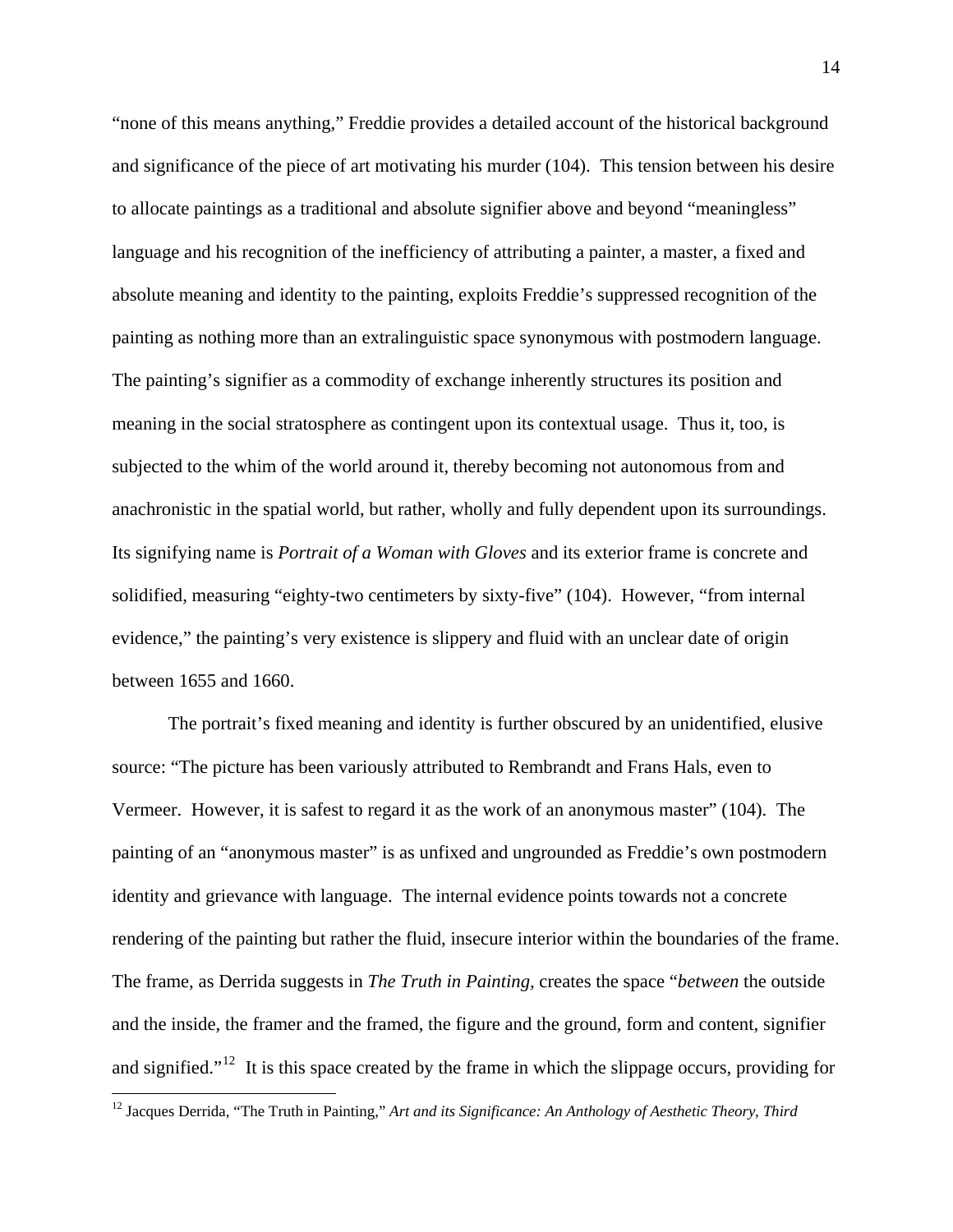"none of this means anything," Freddie provides a detailed account of the historical background and significance of the piece of art motivating his murder (104). This tension between his desire to allocate paintings as a traditional and absolute signifier above and beyond "meaningless" language and his recognition of the inefficiency of attributing a painter, a master, a fixed and absolute meaning and identity to the painting, exploits Freddie's suppressed recognition of the painting as nothing more than an extralinguistic space synonymous with postmodern language. The painting's signifier as a commodity of exchange inherently structures its position and meaning in the social stratosphere as contingent upon its contextual usage. Thus it, too, is subjected to the whim of the world around it, thereby becoming not autonomous from and anachronistic in the spatial world, but rather, wholly and fully dependent upon its surroundings. Its signifying name is *Portrait of a Woman with Gloves* and its exterior frame is concrete and solidified, measuring "eighty-two centimeters by sixty-five" (104). However, "from internal evidence," the painting's very existence is slippery and fluid with an unclear date of origin between 1655 and 1660.

The portrait's fixed meaning and identity is further obscured by an unidentified, elusive source: "The picture has been variously attributed to Rembrandt and Frans Hals, even to Vermeer. However, it is safest to regard it as the work of an anonymous master" (104). The painting of an "anonymous master" is as unfixed and ungrounded as Freddie's own postmodern identity and grievance with language. The internal evidence points towards not a concrete rendering of the painting but rather the fluid, insecure interior within the boundaries of the frame. The frame, as Derrida suggests in *The Truth in Painting*, creates the space "*between* the outside and the inside, the framer and the framed, the figure and the ground, form and content, signifier and signified."[12] It is this space created by the frame in which the slippage occurs, providing for

[12] Jacques Derrida, "The Truth in Painting," *Art and its Significance: An Anthology of Aesthetic Theory, Third*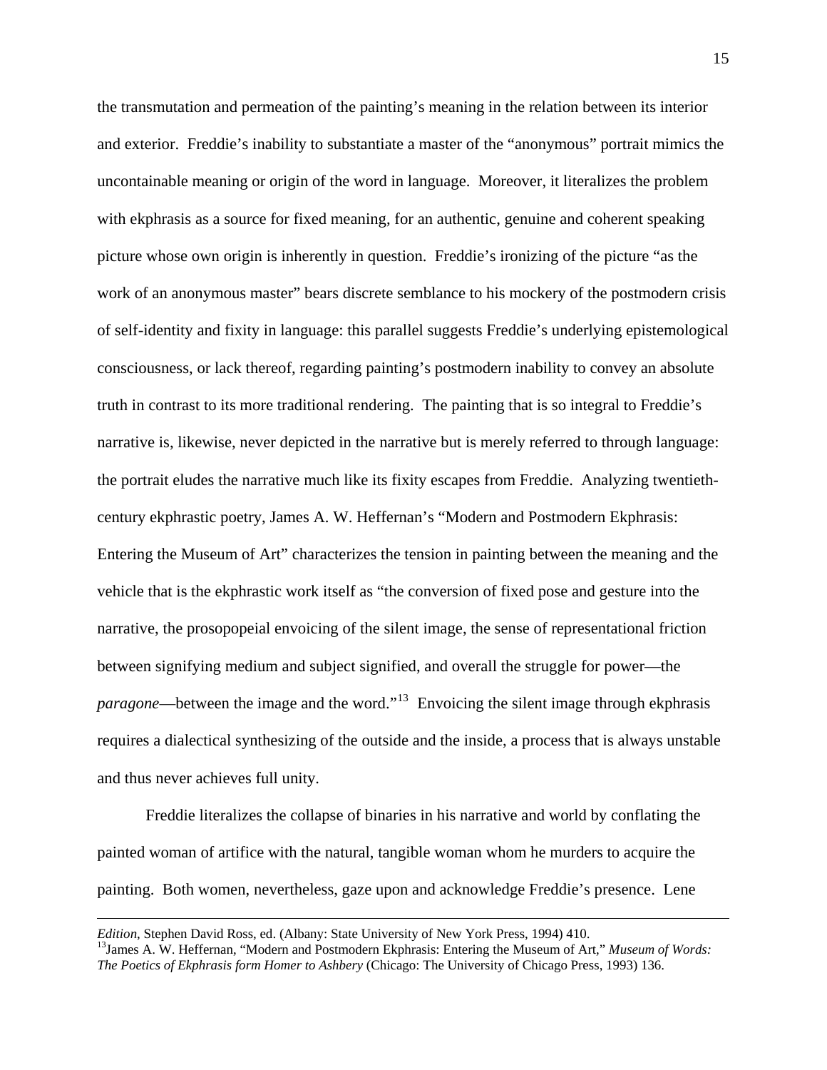the transmutation and permeation of the painting's meaning in the relation between its interior and exterior. Freddie's inability to substantiate a master of the "anonymous" portrait mimics the uncontainable meaning or origin of the word in language. Moreover, it literalizes the problem with ekphrasis as a source for fixed meaning, for an authentic, genuine and coherent speaking picture whose own origin is inherently in question. Freddie's ironizing of the picture "as the work of an anonymous master" bears discrete semblance to his mockery of the postmodern crisis of self-identity and fixity in language: this parallel suggests Freddie's underlying epistemological consciousness, or lack thereof, regarding painting's postmodern inability to convey an absolute truth in contrast to its more traditional rendering. The painting that is so integral to Freddie's narrative is, likewise, never depicted in the narrative but is merely referred to through language: the portrait eludes the narrative much like its fixity escapes from Freddie. Analyzing twentieth-century ekphrastic poetry, James A. W. Heffernan's "Modern and Postmodern Ekphrasis: Entering the Museum of Art" characterizes the tension in painting between the meaning and the vehicle that is the ekphrastic work itself as "the conversion of fixed pose and gesture into the narrative, the prosopopeial envoicing of the silent image, the sense of representational friction between signifying medium and subject signified, and overall the struggle for power—the *paragone*—between the image and the word."[13] Envoicing the silent image through ekphrasis requires a dialectical synthesizing of the outside and the inside, a process that is always unstable and thus never achieves full unity.

Freddie literalizes the collapse of binaries in his narrative and world by conflating the painted woman of artifice with the natural, tangible woman whom he murders to acquire the painting. Both women, nevertheless, gaze upon and acknowledge Freddie's presence. Lene

---

*Edition*, Stephen David Ross, ed. (Albany: State University of New York Press, 1994) 410.

[13]James A. W. Heffernan, "Modern and Postmodern Ekphrasis: Entering the Museum of Art," *Museum of Words: The Poetics of Ekphrasis form Homer to Ashbery* (Chicago: The University of Chicago Press, 1993) 136.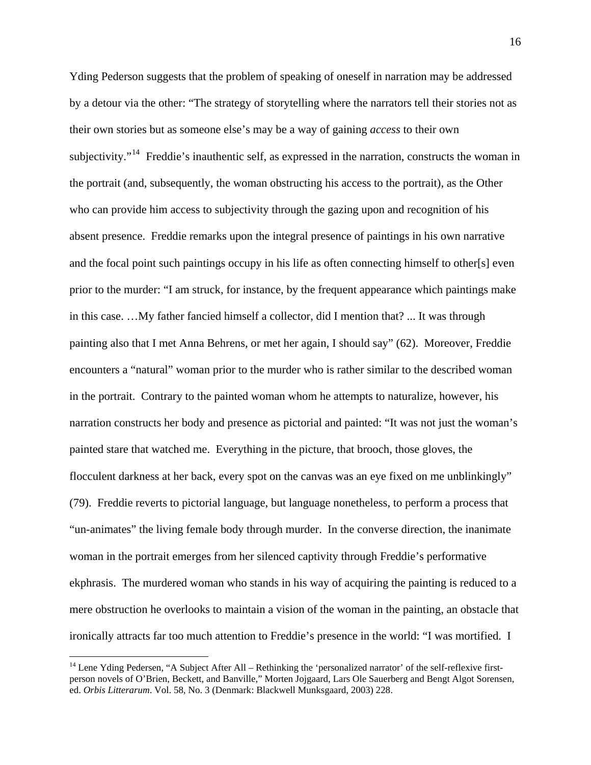Yding Pederson suggests that the problem of speaking of oneself in narration may be addressed by a detour via the other: "The strategy of storytelling where the narrators tell their stories not as their own stories but as someone else's may be a way of gaining *access* to their own subjectivity."[14] Freddie's inauthentic self, as expressed in the narration, constructs the woman in the portrait (and, subsequently, the woman obstructing his access to the portrait), as the Other who can provide him access to subjectivity through the gazing upon and recognition of his absent presence. Freddie remarks upon the integral presence of paintings in his own narrative and the focal point such paintings occupy in his life as often connecting himself to other[s] even prior to the murder: "I am struck, for instance, by the frequent appearance which paintings make in this case. …My father fancied himself a collector, did I mention that? ... It was through painting also that I met Anna Behrens, or met her again, I should say" (62). Moreover, Freddie encounters a "natural" woman prior to the murder who is rather similar to the described woman in the portrait. Contrary to the painted woman whom he attempts to naturalize, however, his narration constructs her body and presence as pictorial and painted: "It was not just the woman's painted stare that watched me. Everything in the picture, that brooch, those gloves, the flocculent darkness at her back, every spot on the canvas was an eye fixed on me unblinkingly" (79). Freddie reverts to pictorial language, but language nonetheless, to perform a process that "un-animates" the living female body through murder. In the converse direction, the inanimate woman in the portrait emerges from her silenced captivity through Freddie's performative ekphrasis. The murdered woman who stands in his way of acquiring the painting is reduced to a mere obstruction he overlooks to maintain a vision of the woman in the painting, an obstacle that ironically attracts far too much attention to Freddie's presence in the world: "I was mortified. I

---

[14] Lene Yding Pedersen, "A Subject After All – Rethinking the 'personalized narrator' of the self-reflexive first-person novels of O'Brien, Beckett, and Banville," Morten Jojgaard, Lars Ole Sauerberg and Bengt Algot Sorensen, ed. *Orbis Litterarum*. Vol. 58, No. 3 (Denmark: Blackwell Munksgaard, 2003) 228.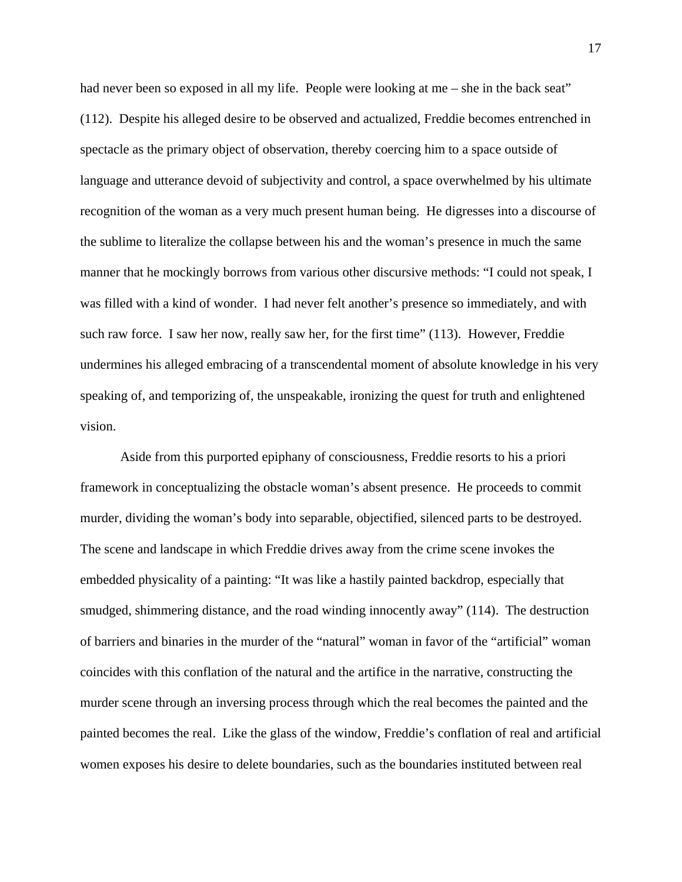had never been so exposed in all my life. People were looking at me – she in the back seat" (112). Despite his alleged desire to be observed and actualized, Freddie becomes entrenched in spectacle as the primary object of observation, thereby coercing him to a space outside of language and utterance devoid of subjectivity and control, a space overwhelmed by his ultimate recognition of the woman as a very much present human being. He digresses into a discourse of the sublime to literalize the collapse between his and the woman's presence in much the same manner that he mockingly borrows from various other discursive methods: "I could not speak, I was filled with a kind of wonder. I had never felt another's presence so immediately, and with such raw force. I saw her now, really saw her, for the first time" (113). However, Freddie undermines his alleged embracing of a transcendental moment of absolute knowledge in his very speaking of, and temporizing of, the unspeakable, ironizing the quest for truth and enlightened vision.

Aside from this purported epiphany of consciousness, Freddie resorts to his a priori framework in conceptualizing the obstacle woman's absent presence. He proceeds to commit murder, dividing the woman's body into separable, objectified, silenced parts to be destroyed. The scene and landscape in which Freddie drives away from the crime scene invokes the embedded physicality of a painting: "It was like a hastily painted backdrop, especially that smudged, shimmering distance, and the road winding innocently away" (114). The destruction of barriers and binaries in the murder of the "natural" woman in favor of the "artificial" woman coincides with this conflation of the natural and the artifice in the narrative, constructing the murder scene through an inversing process through which the real becomes the painted and the painted becomes the real. Like the glass of the window, Freddie's conflation of real and artificial women exposes his desire to delete boundaries, such as the boundaries instituted between real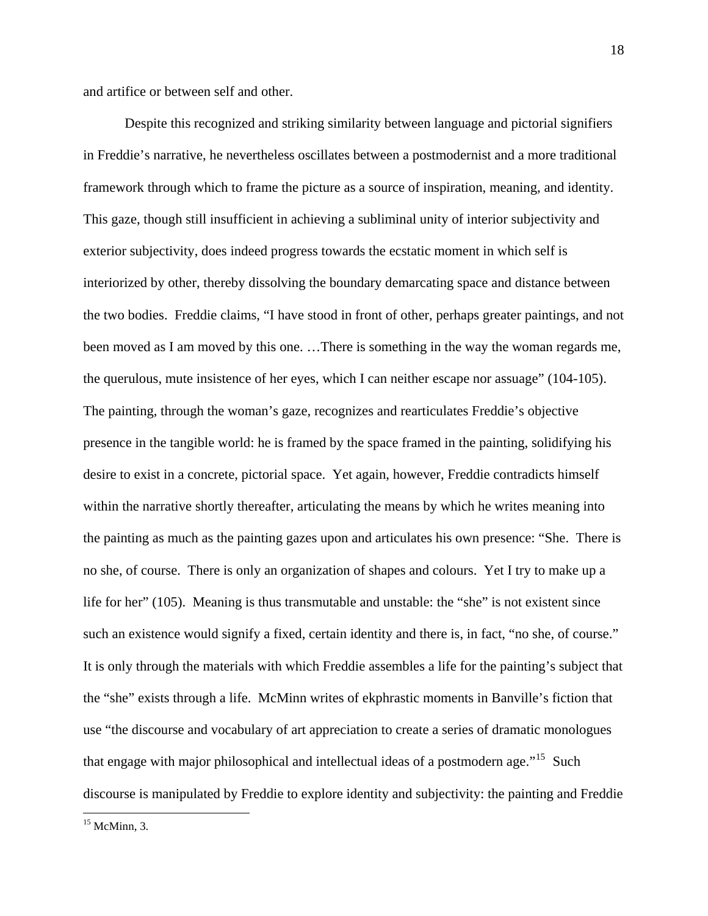and artifice or between self and other.

Despite this recognized and striking similarity between language and pictorial signifiers in Freddie's narrative, he nevertheless oscillates between a postmodernist and a more traditional framework through which to frame the picture as a source of inspiration, meaning, and identity. This gaze, though still insufficient in achieving a subliminal unity of interior subjectivity and exterior subjectivity, does indeed progress towards the ecstatic moment in which self is interiorized by other, thereby dissolving the boundary demarcating space and distance between the two bodies. Freddie claims, "I have stood in front of other, perhaps greater paintings, and not been moved as I am moved by this one. …There is something in the way the woman regards me, the querulous, mute insistence of her eyes, which I can neither escape nor assuage" (104-105). The painting, through the woman's gaze, recognizes and rearticulates Freddie's objective presence in the tangible world: he is framed by the space framed in the painting, solidifying his desire to exist in a concrete, pictorial space. Yet again, however, Freddie contradicts himself within the narrative shortly thereafter, articulating the means by which he writes meaning into the painting as much as the painting gazes upon and articulates his own presence: "She. There is no she, of course. There is only an organization of shapes and colours. Yet I try to make up a life for her" (105). Meaning is thus transmutable and unstable: the "she" is not existent since such an existence would signify a fixed, certain identity and there is, in fact, "no she, of course." It is only through the materials with which Freddie assembles a life for the painting's subject that the "she" exists through a life. McMinn writes of ekphrastic moments in Banville's fiction that use "the discourse and vocabulary of art appreciation to create a series of dramatic monologues that engage with major philosophical and intellectual ideas of a postmodern age."[15] Such discourse is manipulated by Freddie to explore identity and subjectivity: the painting and Freddie

[15] McMinn, 3.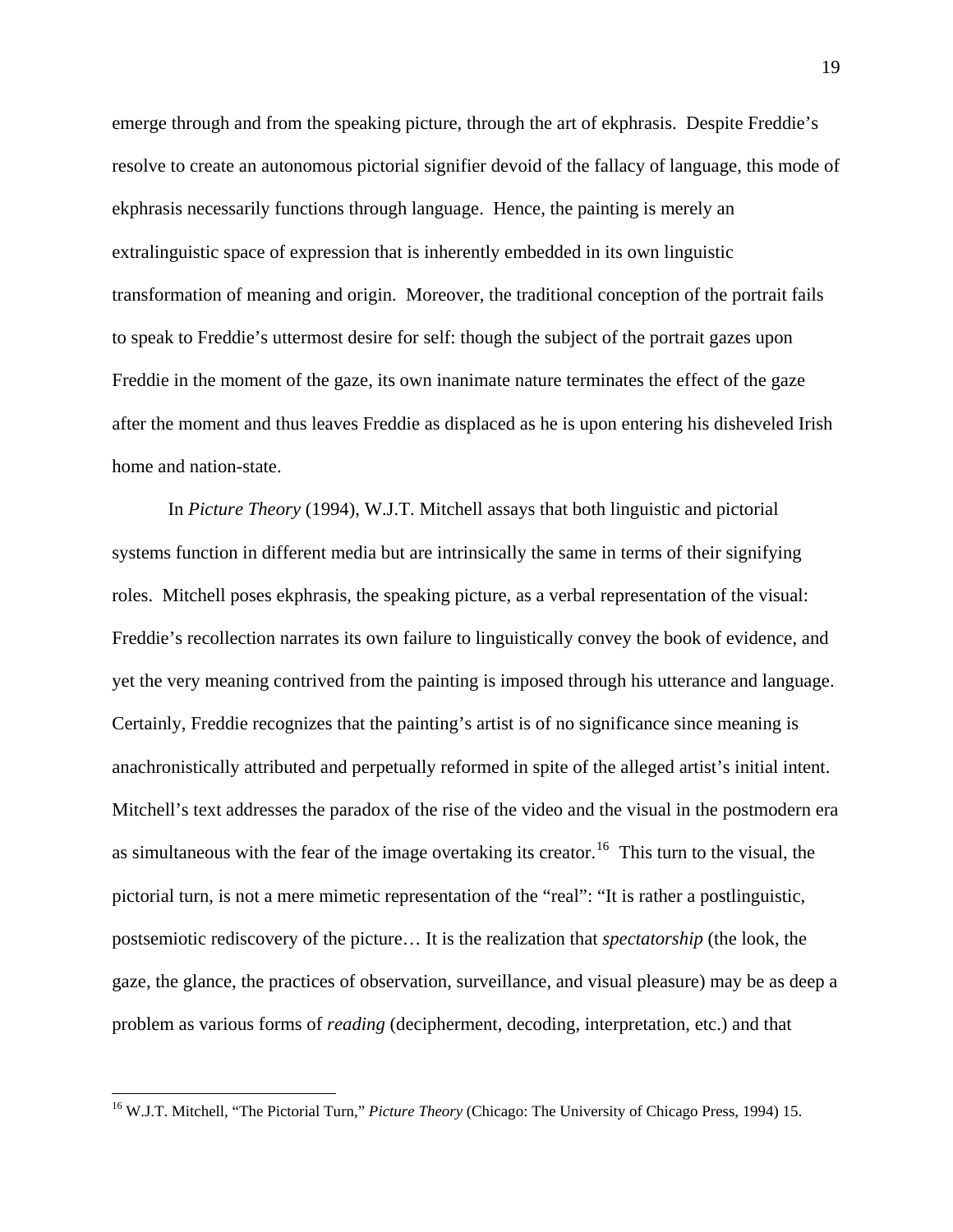emerge through and from the speaking picture, through the art of ekphrasis. Despite Freddie's resolve to create an autonomous pictorial signifier devoid of the fallacy of language, this mode of ekphrasis necessarily functions through language. Hence, the painting is merely an extralinguistic space of expression that is inherently embedded in its own linguistic transformation of meaning and origin. Moreover, the traditional conception of the portrait fails to speak to Freddie's uttermost desire for self: though the subject of the portrait gazes upon Freddie in the moment of the gaze, its own inanimate nature terminates the effect of the gaze after the moment and thus leaves Freddie as displaced as he is upon entering his disheveled Irish home and nation-state.

In *Picture Theory* (1994), W.J.T. Mitchell assays that both linguistic and pictorial systems function in different media but are intrinsically the same in terms of their signifying roles. Mitchell poses ekphrasis, the speaking picture, as a verbal representation of the visual: Freddie's recollection narrates its own failure to linguistically convey the book of evidence, and yet the very meaning contrived from the painting is imposed through his utterance and language. Certainly, Freddie recognizes that the painting's artist is of no significance since meaning is anachronistically attributed and perpetually reformed in spite of the alleged artist's initial intent. Mitchell's text addresses the paradox of the rise of the video and the visual in the postmodern era as simultaneous with the fear of the image overtaking its creator.[16] This turn to the visual, the pictorial turn, is not a mere mimetic representation of the "real": "It is rather a postlinguistic, postsemiotic rediscovery of the picture… It is the realization that *spectatorship* (the look, the gaze, the glance, the practices of observation, surveillance, and visual pleasure) may be as deep a problem as various forms of *reading* (decipherment, decoding, interpretation, etc.) and that

[16] W.J.T. Mitchell, "The Pictorial Turn," *Picture Theory* (Chicago: The University of Chicago Press, 1994) 15.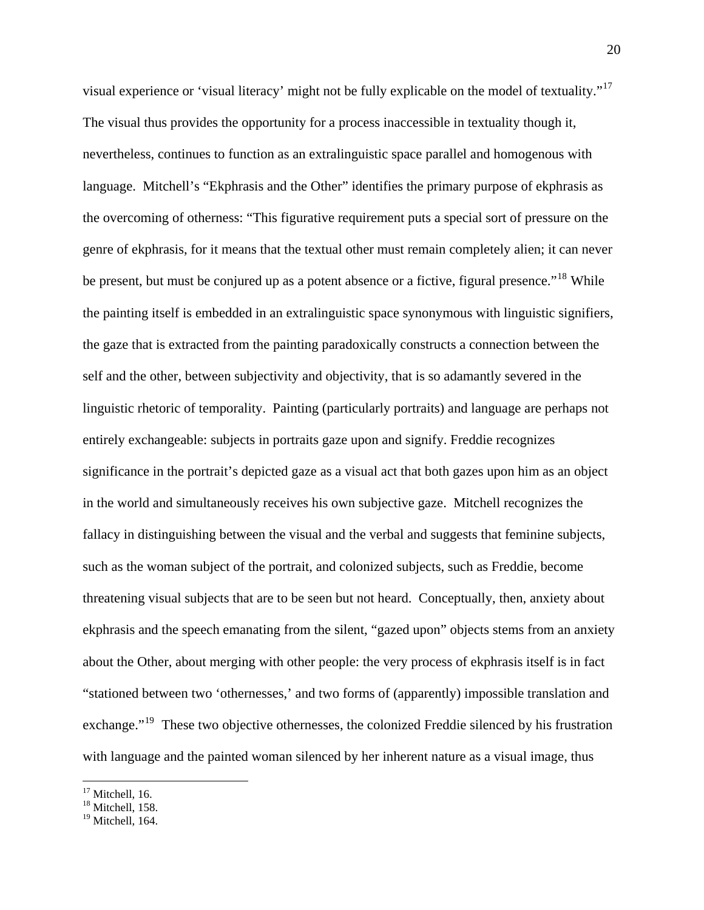visual experience or 'visual literacy' might not be fully explicable on the model of textuality."[17] The visual thus provides the opportunity for a process inaccessible in textuality though it, nevertheless, continues to function as an extralinguistic space parallel and homogenous with language. Mitchell's "Ekphrasis and the Other" identifies the primary purpose of ekphrasis as the overcoming of otherness: "This figurative requirement puts a special sort of pressure on the genre of ekphrasis, for it means that the textual other must remain completely alien; it can never be present, but must be conjured up as a potent absence or a fictive, figural presence."[18] While the painting itself is embedded in an extralinguistic space synonymous with linguistic signifiers, the gaze that is extracted from the painting paradoxically constructs a connection between the self and the other, between subjectivity and objectivity, that is so adamantly severed in the linguistic rhetoric of temporality. Painting (particularly portraits) and language are perhaps not entirely exchangeable: subjects in portraits gaze upon and signify. Freddie recognizes significance in the portrait's depicted gaze as a visual act that both gazes upon him as an object in the world and simultaneously receives his own subjective gaze. Mitchell recognizes the fallacy in distinguishing between the visual and the verbal and suggests that feminine subjects, such as the woman subject of the portrait, and colonized subjects, such as Freddie, become threatening visual subjects that are to be seen but not heard. Conceptually, then, anxiety about ekphrasis and the speech emanating from the silent, "gazed upon" objects stems from an anxiety about the Other, about merging with other people: the very process of ekphrasis itself is in fact "stationed between two 'othernesses,' and two forms of (apparently) impossible translation and exchange."[19] These two objective othernesses, the colonized Freddie silenced by his frustration with language and the painted woman silenced by her inherent nature as a visual image, thus

---

[17] Mitchell, 16.
[18] Mitchell, 158.
[19] Mitchell, 164.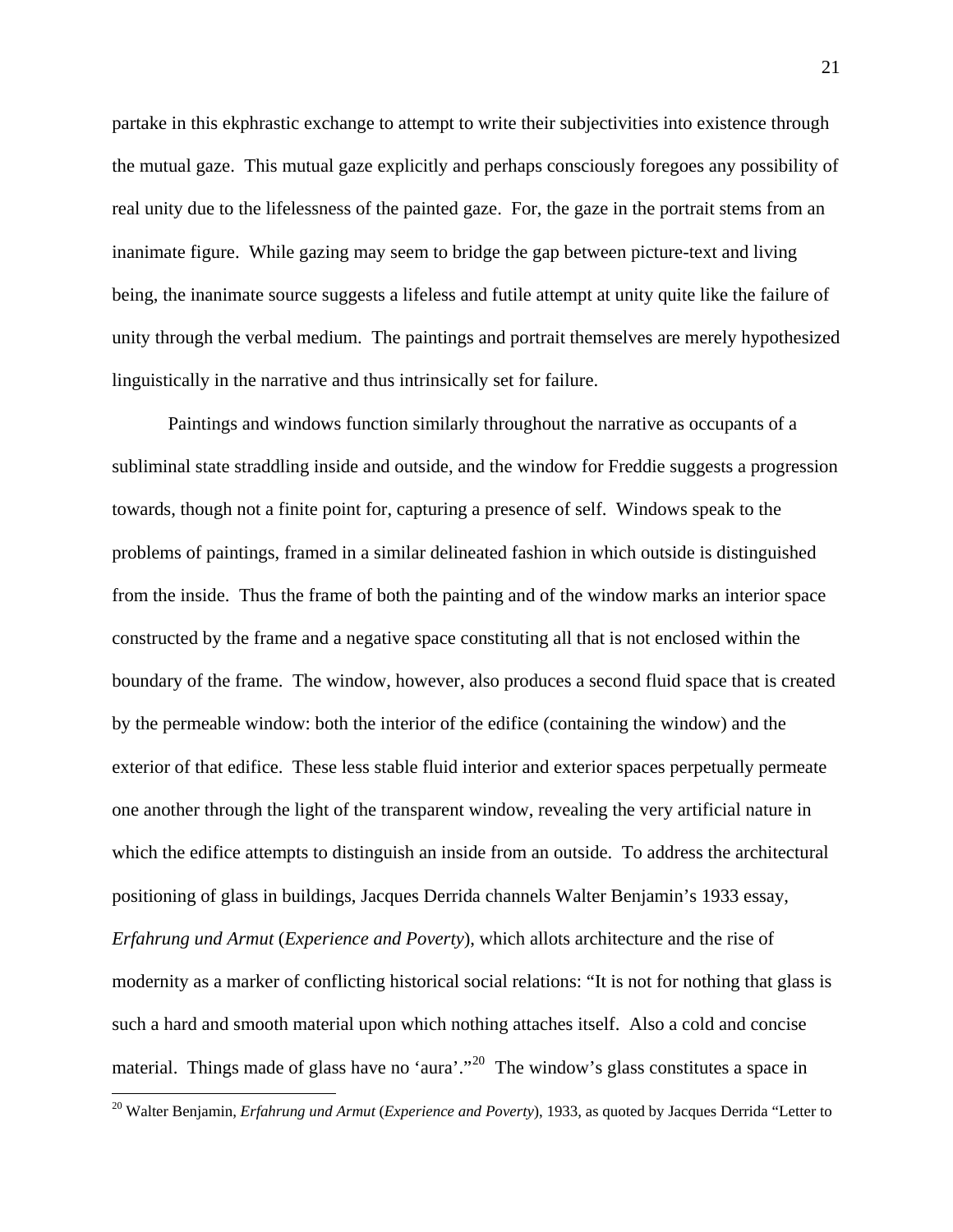partake in this ekphrastic exchange to attempt to write their subjectivities into existence through the mutual gaze. This mutual gaze explicitly and perhaps consciously foregoes any possibility of real unity due to the lifelessness of the painted gaze. For, the gaze in the portrait stems from an inanimate figure. While gazing may seem to bridge the gap between picture-text and living being, the inanimate source suggests a lifeless and futile attempt at unity quite like the failure of unity through the verbal medium. The paintings and portrait themselves are merely hypothesized linguistically in the narrative and thus intrinsically set for failure.

Paintings and windows function similarly throughout the narrative as occupants of a subliminal state straddling inside and outside, and the window for Freddie suggests a progression towards, though not a finite point for, capturing a presence of self. Windows speak to the problems of paintings, framed in a similar delineated fashion in which outside is distinguished from the inside. Thus the frame of both the painting and of the window marks an interior space constructed by the frame and a negative space constituting all that is not enclosed within the boundary of the frame. The window, however, also produces a second fluid space that is created by the permeable window: both the interior of the edifice (containing the window) and the exterior of that edifice. These less stable fluid interior and exterior spaces perpetually permeate one another through the light of the transparent window, revealing the very artificial nature in which the edifice attempts to distinguish an inside from an outside. To address the architectural positioning of glass in buildings, Jacques Derrida channels Walter Benjamin's 1933 essay, *Erfahrung und Armut* (*Experience and Poverty*), which allots architecture and the rise of modernity as a marker of conflicting historical social relations: "It is not for nothing that glass is such a hard and smooth material upon which nothing attaches itself. Also a cold and concise material. Things made of glass have no 'aura'."[20] The window's glass constitutes a space in

[20] Walter Benjamin, *Erfahrung und Armut* (*Experience and Poverty*), 1933, as quoted by Jacques Derrida "Letter to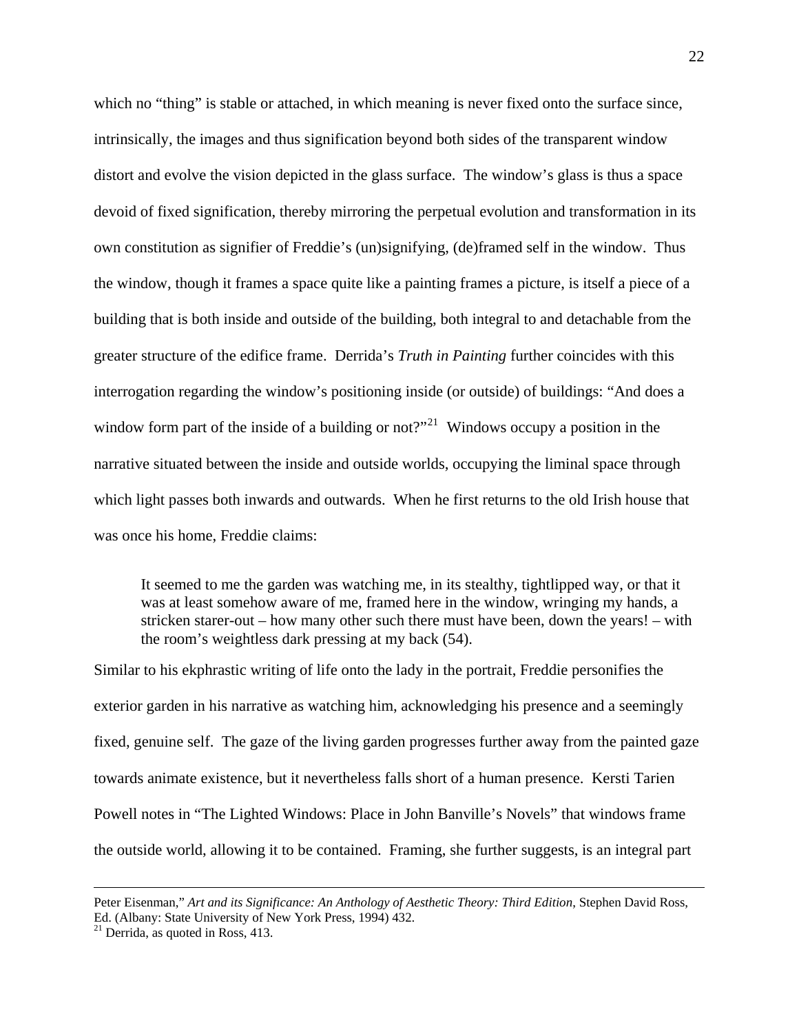which no "thing" is stable or attached, in which meaning is never fixed onto the surface since, intrinsically, the images and thus signification beyond both sides of the transparent window distort and evolve the vision depicted in the glass surface. The window's glass is thus a space devoid of fixed signification, thereby mirroring the perpetual evolution and transformation in its own constitution as signifier of Freddie's (un)signifying, (de)framed self in the window. Thus the window, though it frames a space quite like a painting frames a picture, is itself a piece of a building that is both inside and outside of the building, both integral to and detachable from the greater structure of the edifice frame. Derrida's *Truth in Painting* further coincides with this interrogation regarding the window's positioning inside (or outside) of buildings: "And does a window form part of the inside of a building or not?"[21] Windows occupy a position in the narrative situated between the inside and outside worlds, occupying the liminal space through which light passes both inwards and outwards. When he first returns to the old Irish house that was once his home, Freddie claims:

> It seemed to me the garden was watching me, in its stealthy, tightlipped way, or that it was at least somehow aware of me, framed here in the window, wringing my hands, a stricken starer-out – how many other such there must have been, down the years! – with the room's weightless dark pressing at my back (54).

Similar to his ekphrastic writing of life onto the lady in the portrait, Freddie personifies the exterior garden in his narrative as watching him, acknowledging his presence and a seemingly fixed, genuine self. The gaze of the living garden progresses further away from the painted gaze towards animate existence, but it nevertheless falls short of a human presence. Kersti Tarien Powell notes in "The Lighted Windows: Place in John Banville's Novels" that windows frame the outside world, allowing it to be contained. Framing, she further suggests, is an integral part

---

Peter Eisenman," *Art and its Significance: An Anthology of Aesthetic Theory: Third Edition*, Stephen David Ross, Ed. (Albany: State University of New York Press, 1994) 432.

[21] Derrida, as quoted in Ross, 413.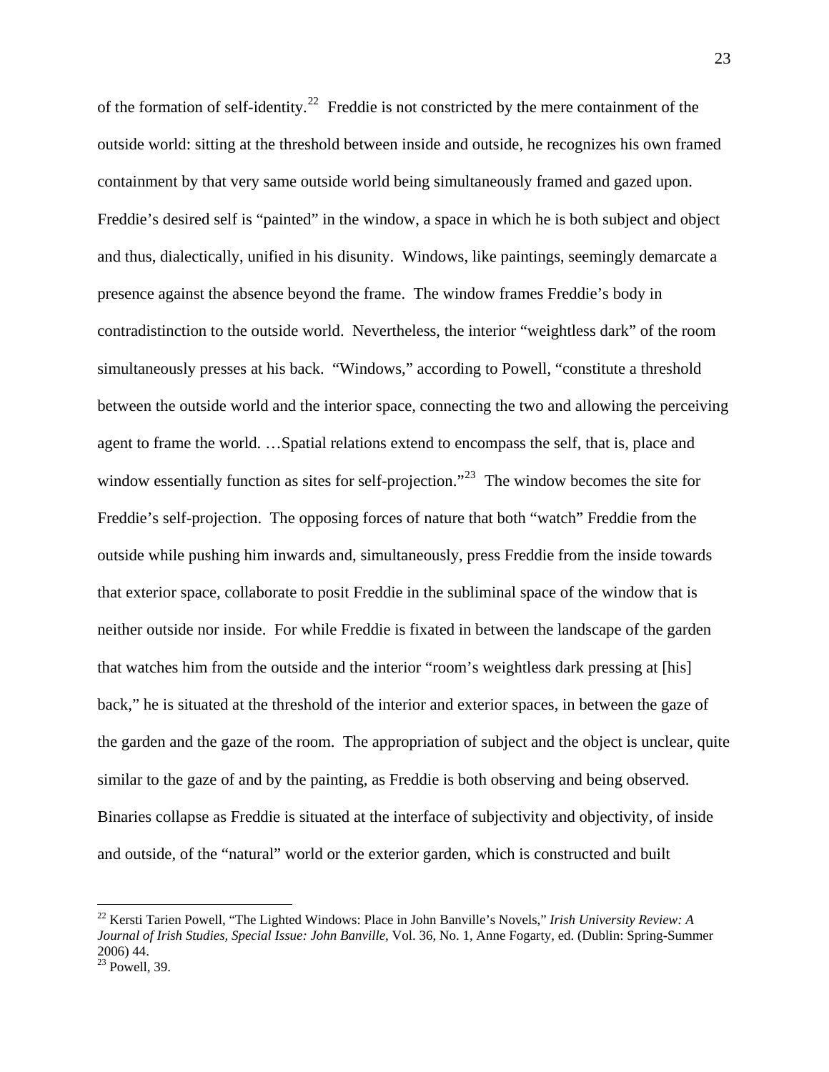of the formation of self-identity.[22] Freddie is not constricted by the mere containment of the outside world: sitting at the threshold between inside and outside, he recognizes his own framed containment by that very same outside world being simultaneously framed and gazed upon. Freddie's desired self is "painted" in the window, a space in which he is both subject and object and thus, dialectically, unified in his disunity. Windows, like paintings, seemingly demarcate a presence against the absence beyond the frame. The window frames Freddie's body in contradistinction to the outside world. Nevertheless, the interior "weightless dark" of the room simultaneously presses at his back. "Windows," according to Powell, "constitute a threshold between the outside world and the interior space, connecting the two and allowing the perceiving agent to frame the world. …Spatial relations extend to encompass the self, that is, place and window essentially function as sites for self-projection."[23] The window becomes the site for Freddie's self-projection. The opposing forces of nature that both "watch" Freddie from the outside while pushing him inwards and, simultaneously, press Freddie from the inside towards that exterior space, collaborate to posit Freddie in the subliminal space of the window that is neither outside nor inside. For while Freddie is fixated in between the landscape of the garden that watches him from the outside and the interior "room's weightless dark pressing at [his] back," he is situated at the threshold of the interior and exterior spaces, in between the gaze of the garden and the gaze of the room. The appropriation of subject and the object is unclear, quite similar to the gaze of and by the painting, as Freddie is both observing and being observed. Binaries collapse as Freddie is situated at the interface of subjectivity and objectivity, of inside and outside, of the "natural" world or the exterior garden, which is constructed and built

---

[22] Kersti Tarien Powell, "The Lighted Windows: Place in John Banville's Novels," *Irish University Review: A Journal of Irish Studies, Special Issue: John Banville*, Vol. 36, No. 1, Anne Fogarty, ed. (Dublin: Spring-Summer 2006) 44.

[23] Powell, 39.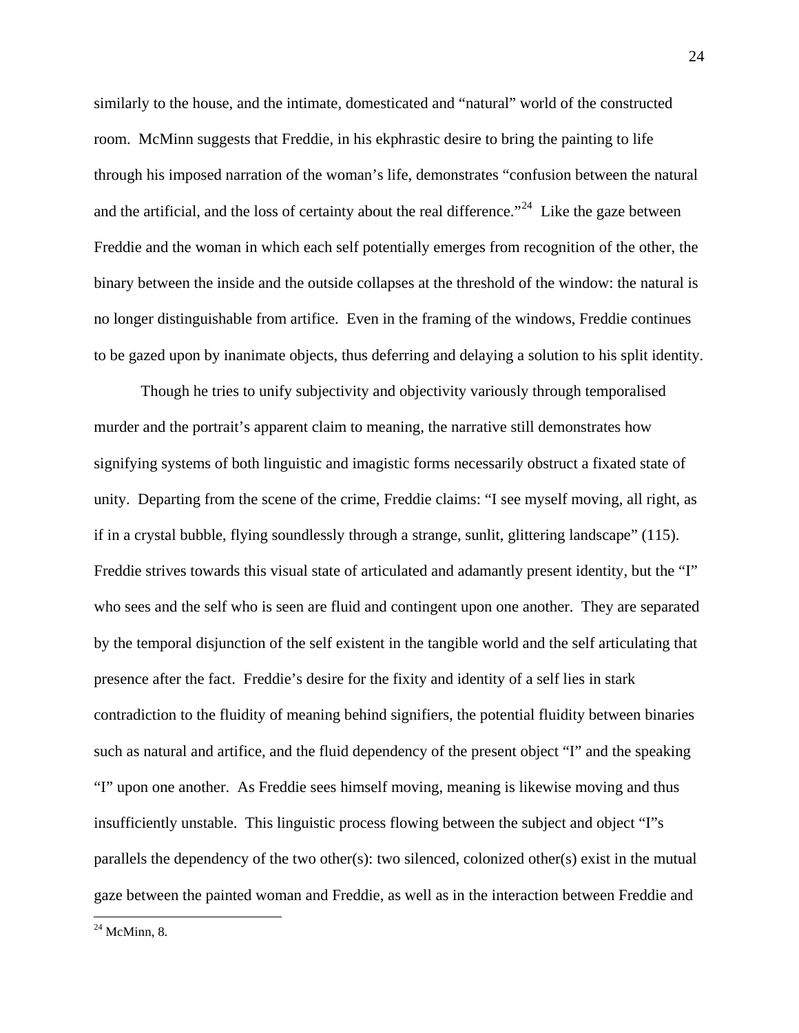similarly to the house, and the intimate, domesticated and "natural" world of the constructed room. McMinn suggests that Freddie, in his ekphrastic desire to bring the painting to life through his imposed narration of the woman's life, demonstrates "confusion between the natural and the artificial, and the loss of certainty about the real difference."[24] Like the gaze between Freddie and the woman in which each self potentially emerges from recognition of the other, the binary between the inside and the outside collapses at the threshold of the window: the natural is no longer distinguishable from artifice. Even in the framing of the windows, Freddie continues to be gazed upon by inanimate objects, thus deferring and delaying a solution to his split identity.

Though he tries to unify subjectivity and objectivity variously through temporalised murder and the portrait's apparent claim to meaning, the narrative still demonstrates how signifying systems of both linguistic and imagistic forms necessarily obstruct a fixated state of unity. Departing from the scene of the crime, Freddie claims: "I see myself moving, all right, as if in a crystal bubble, flying soundlessly through a strange, sunlit, glittering landscape" (115). Freddie strives towards this visual state of articulated and adamantly present identity, but the "I" who sees and the self who is seen are fluid and contingent upon one another. They are separated by the temporal disjunction of the self existent in the tangible world and the self articulating that presence after the fact. Freddie's desire for the fixity and identity of a self lies in stark contradiction to the fluidity of meaning behind signifiers, the potential fluidity between binaries such as natural and artifice, and the fluid dependency of the present object "I" and the speaking "I" upon one another. As Freddie sees himself moving, meaning is likewise moving and thus insufficiently unstable. This linguistic process flowing between the subject and object "I"s parallels the dependency of the two other(s): two silenced, colonized other(s) exist in the mutual gaze between the painted woman and Freddie, as well as in the interaction between Freddie and

---

[24] McMinn, 8.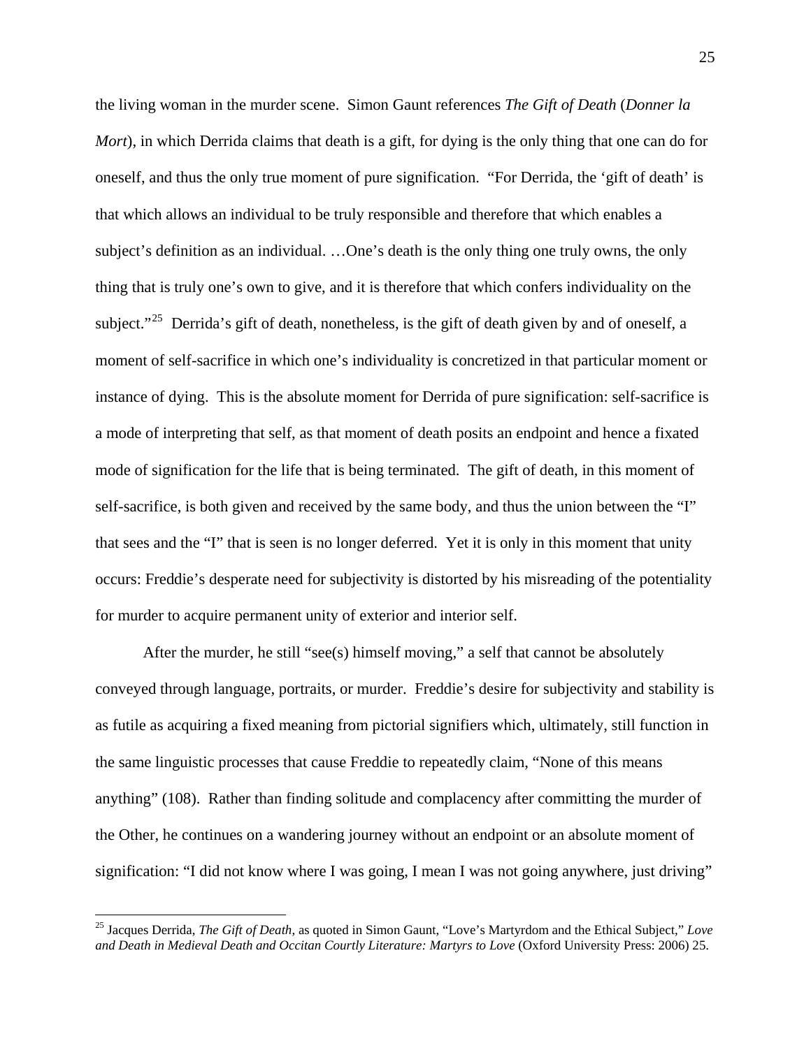the living woman in the murder scene. Simon Gaunt references *The Gift of Death* (*Donner la Mort*), in which Derrida claims that death is a gift, for dying is the only thing that one can do for oneself, and thus the only true moment of pure signification. "For Derrida, the 'gift of death' is that which allows an individual to be truly responsible and therefore that which enables a subject's definition as an individual. …One's death is the only thing one truly owns, the only thing that is truly one's own to give, and it is therefore that which confers individuality on the subject."[25] Derrida's gift of death, nonetheless, is the gift of death given by and of oneself, a moment of self-sacrifice in which one's individuality is concretized in that particular moment or instance of dying. This is the absolute moment for Derrida of pure signification: self-sacrifice is a mode of interpreting that self, as that moment of death posits an endpoint and hence a fixated mode of signification for the life that is being terminated. The gift of death, in this moment of self-sacrifice, is both given and received by the same body, and thus the union between the "I" that sees and the "I" that is seen is no longer deferred. Yet it is only in this moment that unity occurs: Freddie's desperate need for subjectivity is distorted by his misreading of the potentiality for murder to acquire permanent unity of exterior and interior self.

After the murder, he still "see(s) himself moving," a self that cannot be absolutely conveyed through language, portraits, or murder. Freddie's desire for subjectivity and stability is as futile as acquiring a fixed meaning from pictorial signifiers which, ultimately, still function in the same linguistic processes that cause Freddie to repeatedly claim, "None of this means anything" (108). Rather than finding solitude and complacency after committing the murder of the Other, he continues on a wandering journey without an endpoint or an absolute moment of signification: "I did not know where I was going, I mean I was not going anywhere, just driving"

---

[25] Jacques Derrida, *The Gift of Death*, as quoted in Simon Gaunt, "Love's Martyrdom and the Ethical Subject," *Love and Death in Medieval Death and Occitan Courtly Literature: Martyrs to Love* (Oxford University Press: 2006) 25.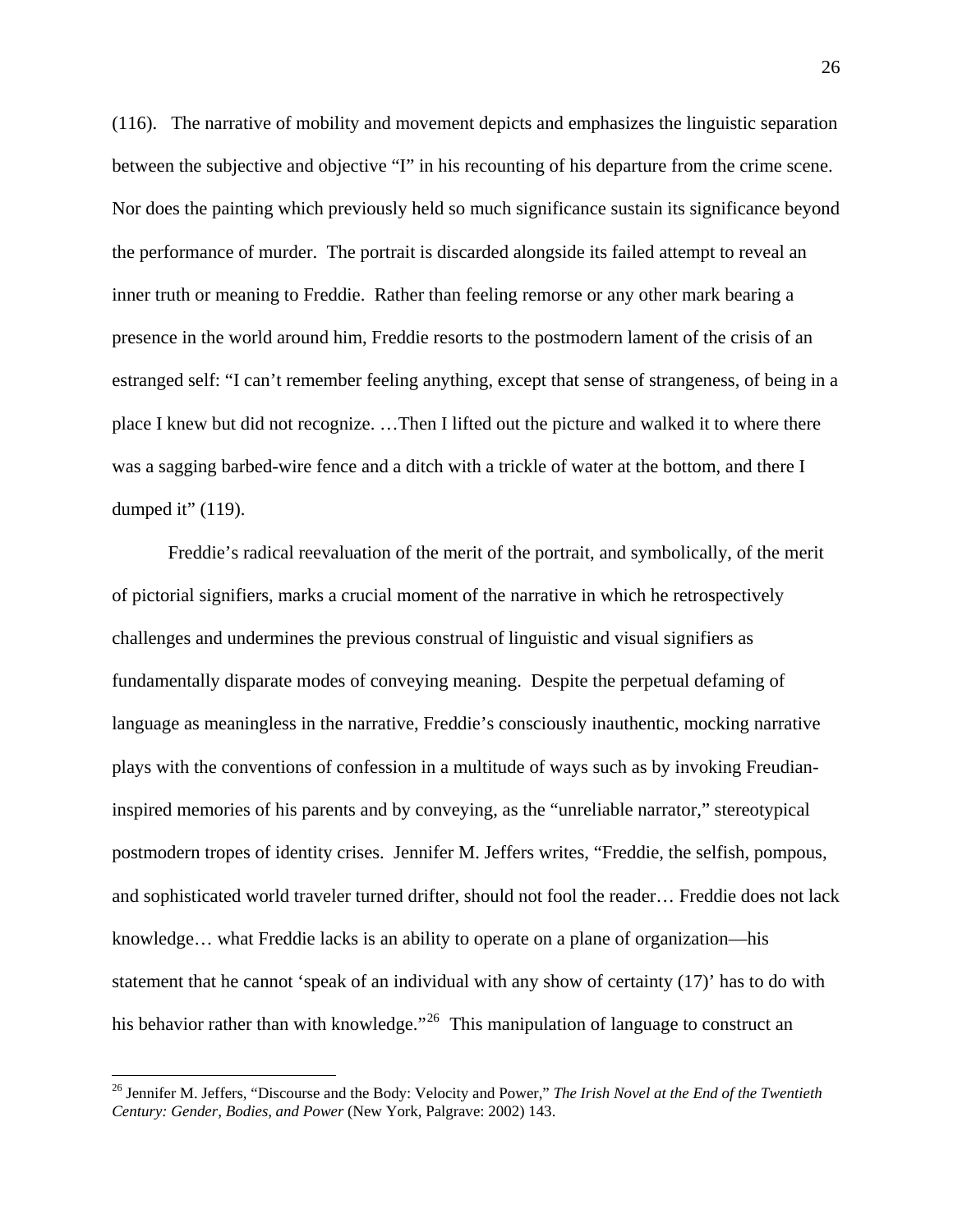(116). The narrative of mobility and movement depicts and emphasizes the linguistic separation between the subjective and objective "I" in his recounting of his departure from the crime scene. Nor does the painting which previously held so much significance sustain its significance beyond the performance of murder. The portrait is discarded alongside its failed attempt to reveal an inner truth or meaning to Freddie. Rather than feeling remorse or any other mark bearing a presence in the world around him, Freddie resorts to the postmodern lament of the crisis of an estranged self: "I can't remember feeling anything, except that sense of strangeness, of being in a place I knew but did not recognize. …Then I lifted out the picture and walked it to where there was a sagging barbed-wire fence and a ditch with a trickle of water at the bottom, and there I dumped it" (119).

Freddie's radical reevaluation of the merit of the portrait, and symbolically, of the merit of pictorial signifiers, marks a crucial moment of the narrative in which he retrospectively challenges and undermines the previous construal of linguistic and visual signifiers as fundamentally disparate modes of conveying meaning. Despite the perpetual defaming of language as meaningless in the narrative, Freddie's consciously inauthentic, mocking narrative plays with the conventions of confession in a multitude of ways such as by invoking Freudian-inspired memories of his parents and by conveying, as the "unreliable narrator," stereotypical postmodern tropes of identity crises. Jennifer M. Jeffers writes, "Freddie, the selfish, pompous, and sophisticated world traveler turned drifter, should not fool the reader… Freddie does not lack knowledge… what Freddie lacks is an ability to operate on a plane of organization—his statement that he cannot 'speak of an individual with any show of certainty (17)' has to do with his behavior rather than with knowledge."[26] This manipulation of language to construct an

---

[26] Jennifer M. Jeffers, "Discourse and the Body: Velocity and Power," *The Irish Novel at the End of the Twentieth Century: Gender, Bodies, and Power* (New York, Palgrave: 2002) 143.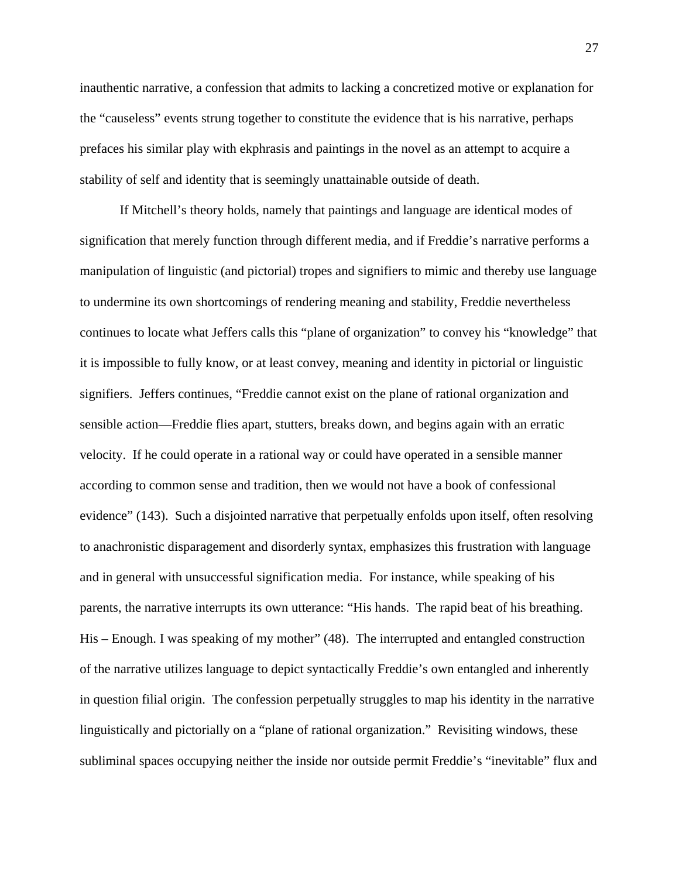inauthentic narrative, a confession that admits to lacking a concretized motive or explanation for the "causeless" events strung together to constitute the evidence that is his narrative, perhaps prefaces his similar play with ekphrasis and paintings in the novel as an attempt to acquire a stability of self and identity that is seemingly unattainable outside of death.

If Mitchell's theory holds, namely that paintings and language are identical modes of signification that merely function through different media, and if Freddie's narrative performs a manipulation of linguistic (and pictorial) tropes and signifiers to mimic and thereby use language to undermine its own shortcomings of rendering meaning and stability, Freddie nevertheless continues to locate what Jeffers calls this "plane of organization" to convey his "knowledge" that it is impossible to fully know, or at least convey, meaning and identity in pictorial or linguistic signifiers. Jeffers continues, "Freddie cannot exist on the plane of rational organization and sensible action—Freddie flies apart, stutters, breaks down, and begins again with an erratic velocity. If he could operate in a rational way or could have operated in a sensible manner according to common sense and tradition, then we would not have a book of confessional evidence" (143). Such a disjointed narrative that perpetually enfolds upon itself, often resolving to anachronistic disparagement and disorderly syntax, emphasizes this frustration with language and in general with unsuccessful signification media. For instance, while speaking of his parents, the narrative interrupts its own utterance: "His hands. The rapid beat of his breathing. His – Enough. I was speaking of my mother" (48). The interrupted and entangled construction of the narrative utilizes language to depict syntactically Freddie's own entangled and inherently in question filial origin. The confession perpetually struggles to map his identity in the narrative linguistically and pictorially on a "plane of rational organization." Revisiting windows, these subliminal spaces occupying neither the inside nor outside permit Freddie's "inevitable" flux and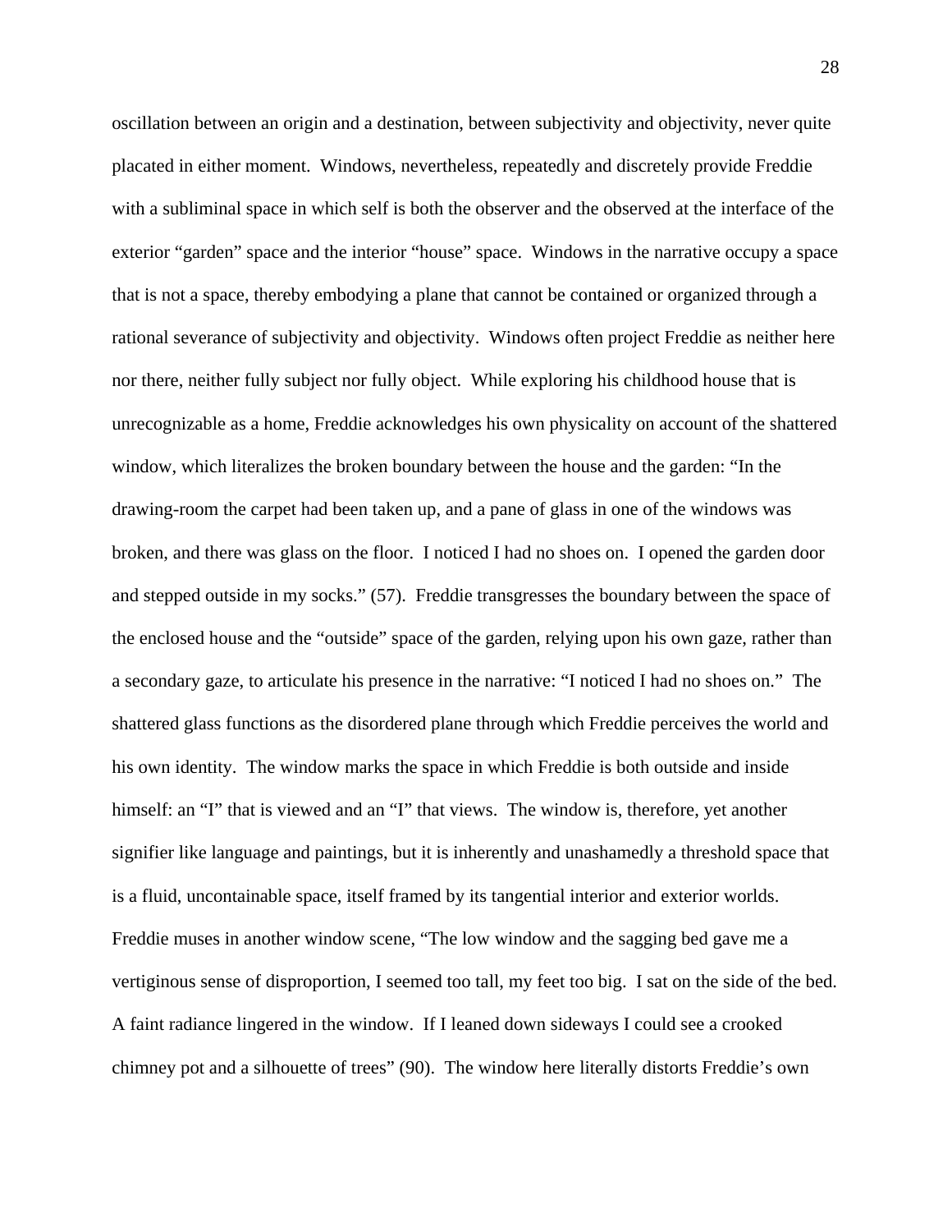oscillation between an origin and a destination, between subjectivity and objectivity, never quite placated in either moment. Windows, nevertheless, repeatedly and discretely provide Freddie with a subliminal space in which self is both the observer and the observed at the interface of the exterior "garden" space and the interior "house" space. Windows in the narrative occupy a space that is not a space, thereby embodying a plane that cannot be contained or organized through a rational severance of subjectivity and objectivity. Windows often project Freddie as neither here nor there, neither fully subject nor fully object. While exploring his childhood house that is unrecognizable as a home, Freddie acknowledges his own physicality on account of the shattered window, which literalizes the broken boundary between the house and the garden: "In the drawing-room the carpet had been taken up, and a pane of glass in one of the windows was broken, and there was glass on the floor. I noticed I had no shoes on. I opened the garden door and stepped outside in my socks." (57). Freddie transgresses the boundary between the space of the enclosed house and the "outside" space of the garden, relying upon his own gaze, rather than a secondary gaze, to articulate his presence in the narrative: "I noticed I had no shoes on." The shattered glass functions as the disordered plane through which Freddie perceives the world and his own identity. The window marks the space in which Freddie is both outside and inside himself: an "I" that is viewed and an "I" that views. The window is, therefore, yet another signifier like language and paintings, but it is inherently and unashamedly a threshold space that is a fluid, uncontainable space, itself framed by its tangential interior and exterior worlds. Freddie muses in another window scene, "The low window and the sagging bed gave me a vertiginous sense of disproportion, I seemed too tall, my feet too big. I sat on the side of the bed. A faint radiance lingered in the window. If I leaned down sideways I could see a crooked chimney pot and a silhouette of trees" (90). The window here literally distorts Freddie's own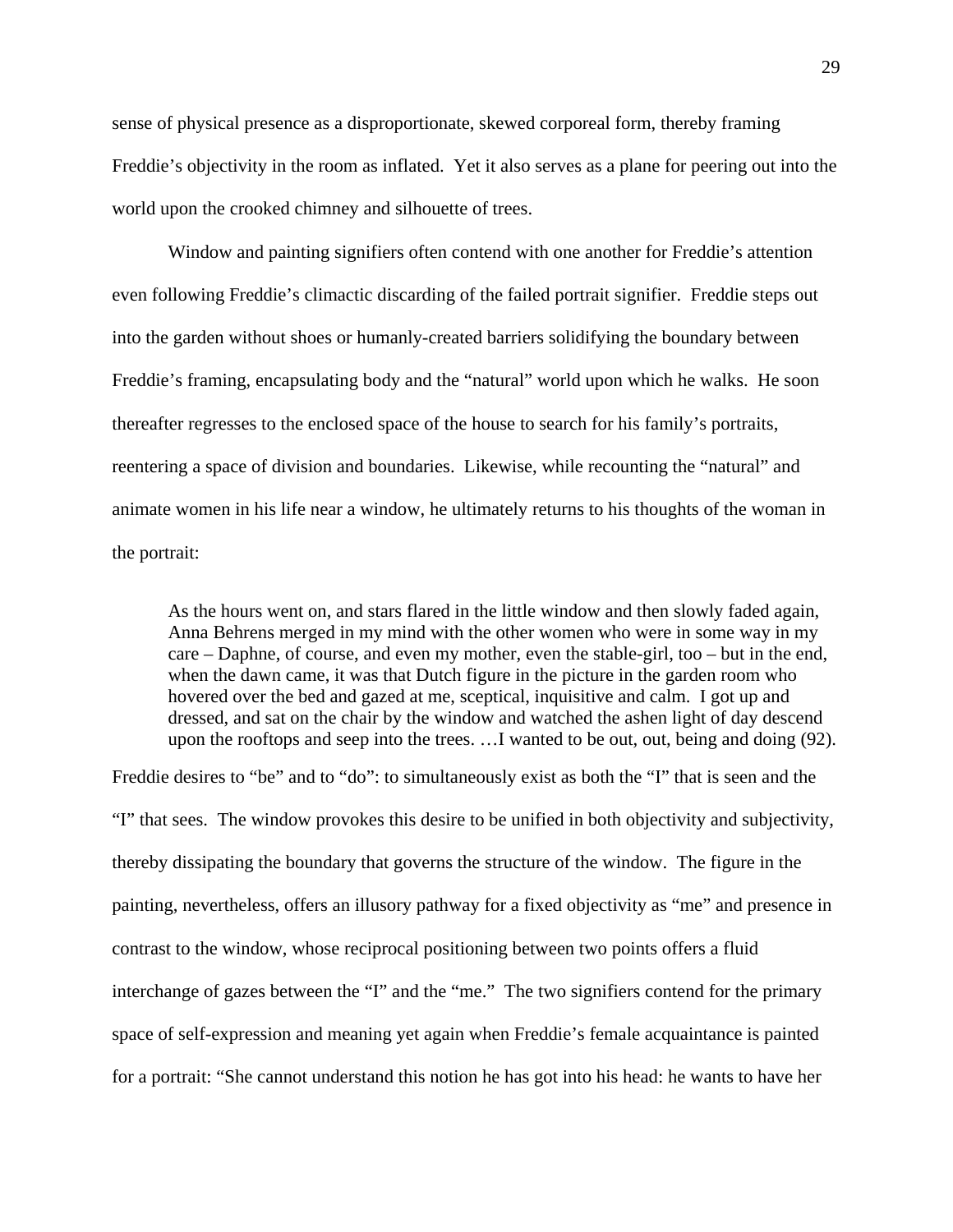sense of physical presence as a disproportionate, skewed corporeal form, thereby framing Freddie's objectivity in the room as inflated. Yet it also serves as a plane for peering out into the world upon the crooked chimney and silhouette of trees.

Window and painting signifiers often contend with one another for Freddie's attention even following Freddie's climactic discarding of the failed portrait signifier. Freddie steps out into the garden without shoes or humanly-created barriers solidifying the boundary between Freddie's framing, encapsulating body and the "natural" world upon which he walks. He soon thereafter regresses to the enclosed space of the house to search for his family's portraits, reentering a space of division and boundaries. Likewise, while recounting the "natural" and animate women in his life near a window, he ultimately returns to his thoughts of the woman in the portrait:

> As the hours went on, and stars flared in the little window and then slowly faded again, Anna Behrens merged in my mind with the other women who were in some way in my care – Daphne, of course, and even my mother, even the stable-girl, too – but in the end, when the dawn came, it was that Dutch figure in the picture in the garden room who hovered over the bed and gazed at me, sceptical, inquisitive and calm. I got up and dressed, and sat on the chair by the window and watched the ashen light of day descend upon the rooftops and seep into the trees. …I wanted to be out, out, being and doing (92).

Freddie desires to "be" and to "do": to simultaneously exist as both the "I" that is seen and the "I" that sees. The window provokes this desire to be unified in both objectivity and subjectivity, thereby dissipating the boundary that governs the structure of the window. The figure in the painting, nevertheless, offers an illusory pathway for a fixed objectivity as "me" and presence in contrast to the window, whose reciprocal positioning between two points offers a fluid interchange of gazes between the "I" and the "me." The two signifiers contend for the primary space of self-expression and meaning yet again when Freddie's female acquaintance is painted for a portrait: "She cannot understand this notion he has got into his head: he wants to have her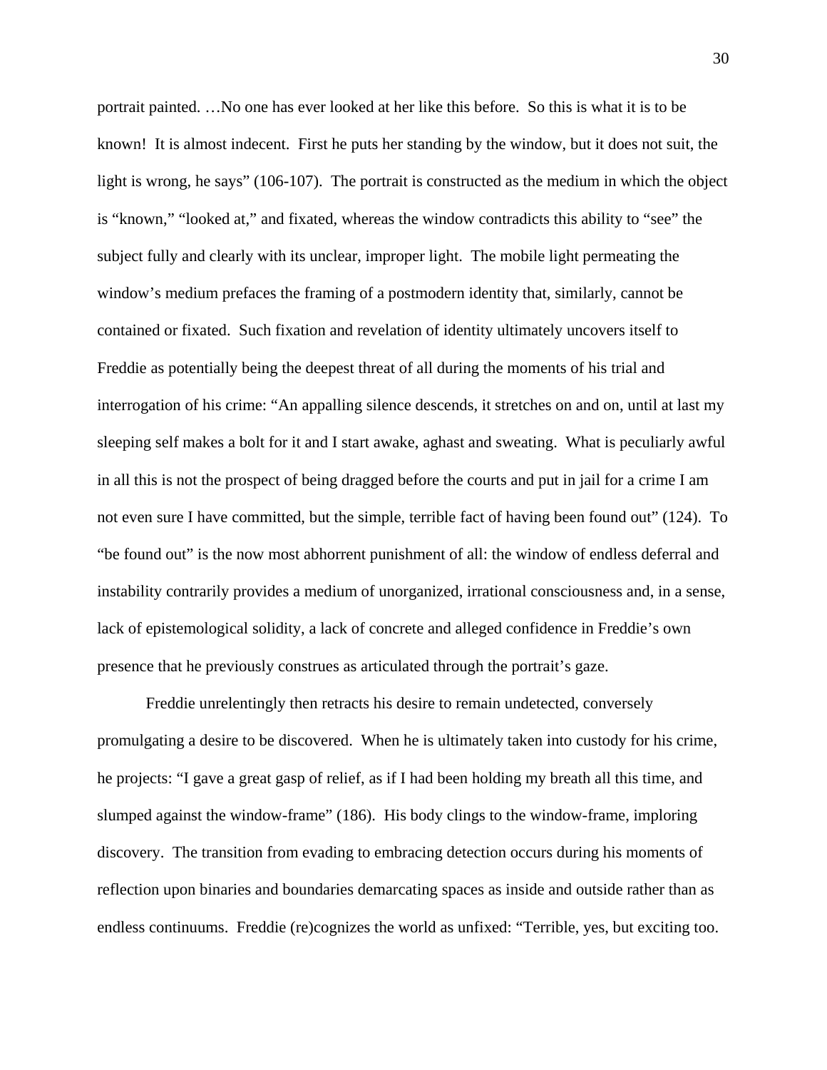portrait painted. …No one has ever looked at her like this before. So this is what it is to be known! It is almost indecent. First he puts her standing by the window, but it does not suit, the light is wrong, he says" (106-107). The portrait is constructed as the medium in which the object is "known," "looked at," and fixated, whereas the window contradicts this ability to "see" the subject fully and clearly with its unclear, improper light. The mobile light permeating the window's medium prefaces the framing of a postmodern identity that, similarly, cannot be contained or fixated. Such fixation and revelation of identity ultimately uncovers itself to Freddie as potentially being the deepest threat of all during the moments of his trial and interrogation of his crime: "An appalling silence descends, it stretches on and on, until at last my sleeping self makes a bolt for it and I start awake, aghast and sweating. What is peculiarly awful in all this is not the prospect of being dragged before the courts and put in jail for a crime I am not even sure I have committed, but the simple, terrible fact of having been found out" (124). To "be found out" is the now most abhorrent punishment of all: the window of endless deferral and instability contrarily provides a medium of unorganized, irrational consciousness and, in a sense, lack of epistemological solidity, a lack of concrete and alleged confidence in Freddie's own presence that he previously construes as articulated through the portrait's gaze.

Freddie unrelentingly then retracts his desire to remain undetected, conversely promulgating a desire to be discovered. When he is ultimately taken into custody for his crime, he projects: "I gave a great gasp of relief, as if I had been holding my breath all this time, and slumped against the window-frame" (186). His body clings to the window-frame, imploring discovery. The transition from evading to embracing detection occurs during his moments of reflection upon binaries and boundaries demarcating spaces as inside and outside rather than as endless continuums. Freddie (re)cognizes the world as unfixed: "Terrible, yes, but exciting too.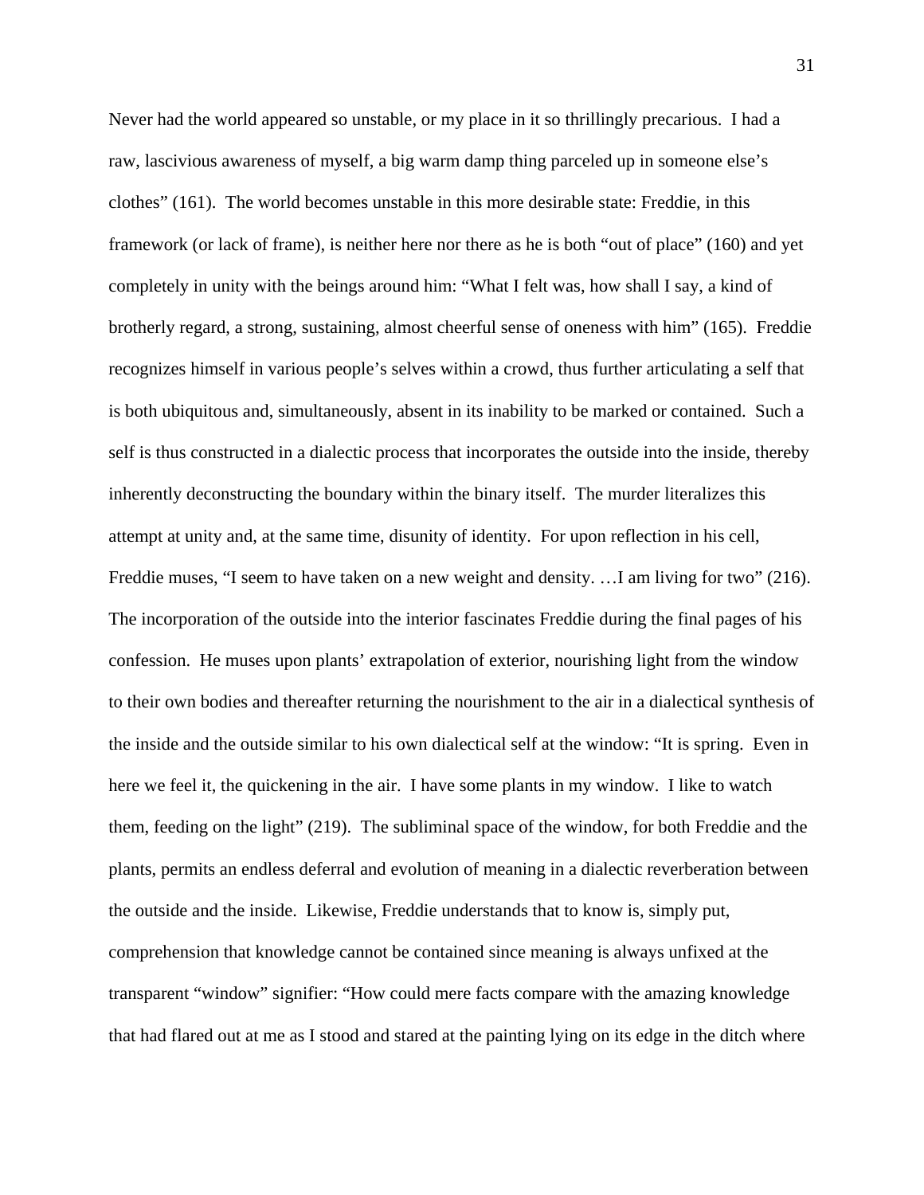Never had the world appeared so unstable, or my place in it so thrillingly precarious. I had a raw, lascivious awareness of myself, a big warm damp thing parceled up in someone else's clothes" (161). The world becomes unstable in this more desirable state: Freddie, in this framework (or lack of frame), is neither here nor there as he is both "out of place" (160) and yet completely in unity with the beings around him: "What I felt was, how shall I say, a kind of brotherly regard, a strong, sustaining, almost cheerful sense of oneness with him" (165). Freddie recognizes himself in various people's selves within a crowd, thus further articulating a self that is both ubiquitous and, simultaneously, absent in its inability to be marked or contained. Such a self is thus constructed in a dialectic process that incorporates the outside into the inside, thereby inherently deconstructing the boundary within the binary itself. The murder literalizes this attempt at unity and, at the same time, disunity of identity. For upon reflection in his cell, Freddie muses, "I seem to have taken on a new weight and density. …I am living for two" (216). The incorporation of the outside into the interior fascinates Freddie during the final pages of his confession. He muses upon plants' extrapolation of exterior, nourishing light from the window to their own bodies and thereafter returning the nourishment to the air in a dialectical synthesis of the inside and the outside similar to his own dialectical self at the window: "It is spring. Even in here we feel it, the quickening in the air. I have some plants in my window. I like to watch them, feeding on the light" (219). The subliminal space of the window, for both Freddie and the plants, permits an endless deferral and evolution of meaning in a dialectic reverberation between the outside and the inside. Likewise, Freddie understands that to know is, simply put, comprehension that knowledge cannot be contained since meaning is always unfixed at the transparent "window" signifier: "How could mere facts compare with the amazing knowledge that had flared out at me as I stood and stared at the painting lying on its edge in the ditch where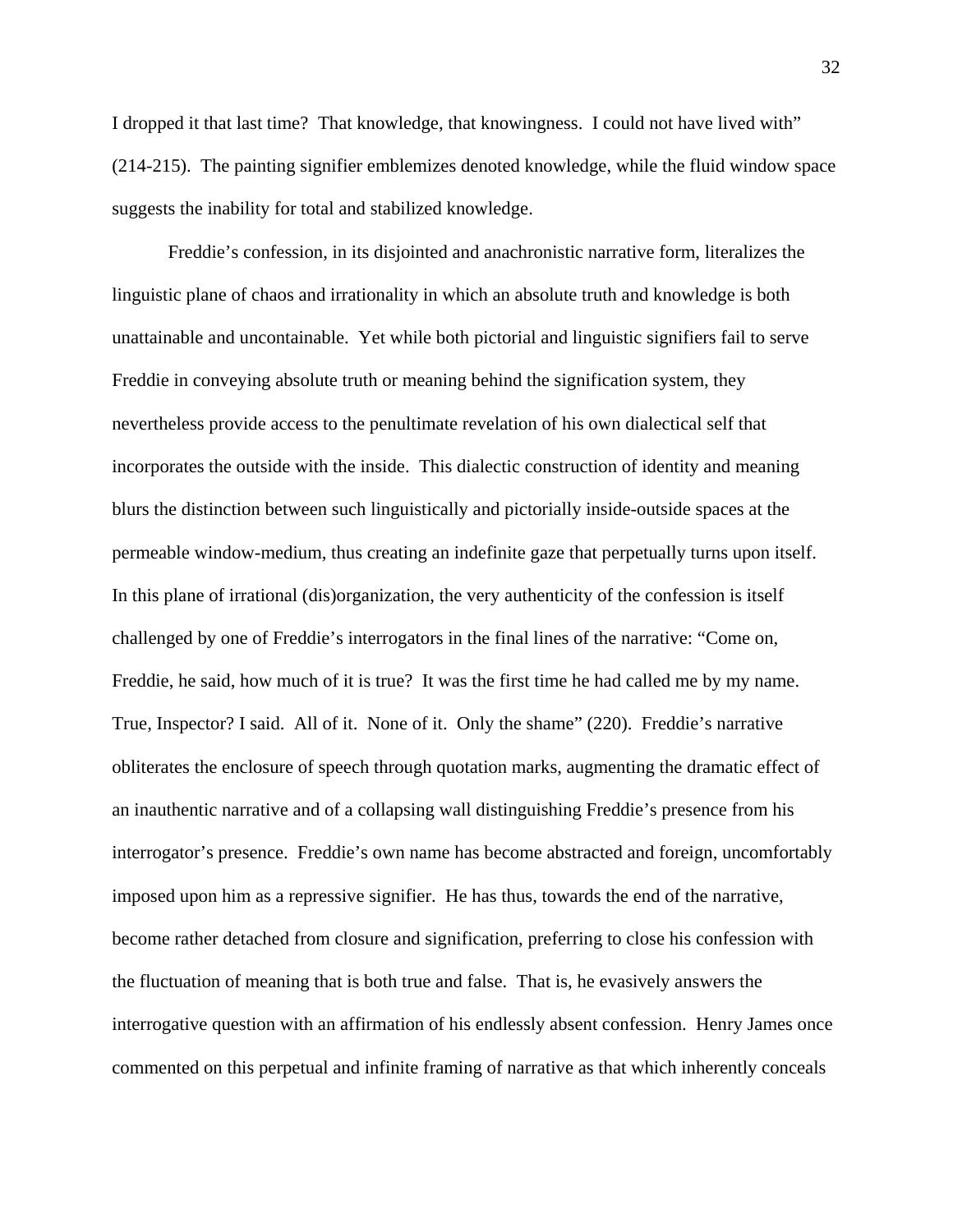I dropped it that last time? That knowledge, that knowingness. I could not have lived with" (214-215). The painting signifier emblemizes denoted knowledge, while the fluid window space suggests the inability for total and stabilized knowledge.

Freddie's confession, in its disjointed and anachronistic narrative form, literalizes the linguistic plane of chaos and irrationality in which an absolute truth and knowledge is both unattainable and uncontainable. Yet while both pictorial and linguistic signifiers fail to serve Freddie in conveying absolute truth or meaning behind the signification system, they nevertheless provide access to the penultimate revelation of his own dialectical self that incorporates the outside with the inside. This dialectic construction of identity and meaning blurs the distinction between such linguistically and pictorially inside-outside spaces at the permeable window-medium, thus creating an indefinite gaze that perpetually turns upon itself. In this plane of irrational (dis)organization, the very authenticity of the confession is itself challenged by one of Freddie's interrogators in the final lines of the narrative: "Come on, Freddie, he said, how much of it is true? It was the first time he had called me by my name. True, Inspector? I said. All of it. None of it. Only the shame" (220). Freddie's narrative obliterates the enclosure of speech through quotation marks, augmenting the dramatic effect of an inauthentic narrative and of a collapsing wall distinguishing Freddie's presence from his interrogator's presence. Freddie's own name has become abstracted and foreign, uncomfortably imposed upon him as a repressive signifier. He has thus, towards the end of the narrative, become rather detached from closure and signification, preferring to close his confession with the fluctuation of meaning that is both true and false. That is, he evasively answers the interrogative question with an affirmation of his endlessly absent confession. Henry James once commented on this perpetual and infinite framing of narrative as that which inherently conceals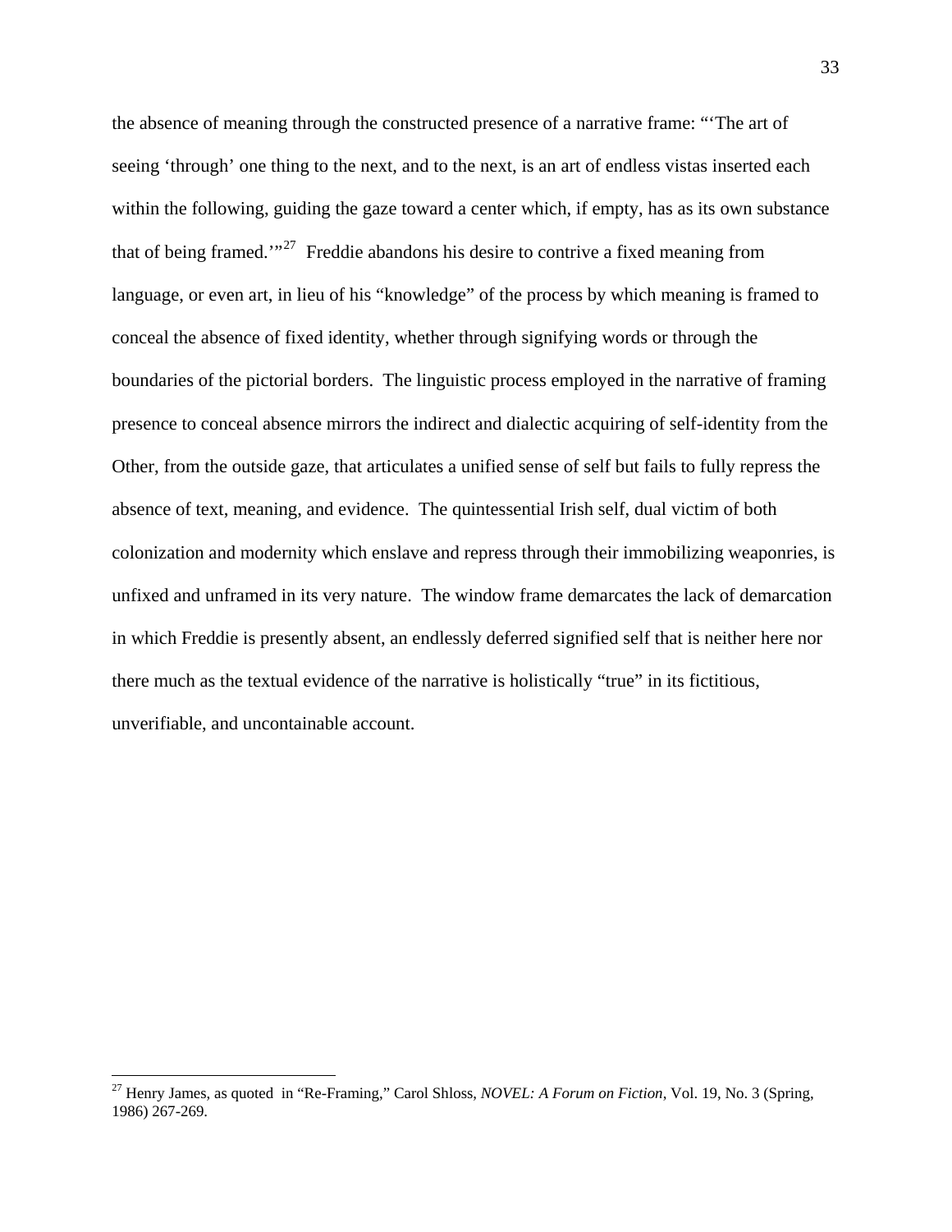the absence of meaning through the constructed presence of a narrative frame: "'The art of seeing 'through' one thing to the next, and to the next, is an art of endless vistas inserted each within the following, guiding the gaze toward a center which, if empty, has as its own substance that of being framed.'"[27] Freddie abandons his desire to contrive a fixed meaning from language, or even art, in lieu of his "knowledge" of the process by which meaning is framed to conceal the absence of fixed identity, whether through signifying words or through the boundaries of the pictorial borders. The linguistic process employed in the narrative of framing presence to conceal absence mirrors the indirect and dialectic acquiring of self-identity from the Other, from the outside gaze, that articulates a unified sense of self but fails to fully repress the absence of text, meaning, and evidence. The quintessential Irish self, dual victim of both colonization and modernity which enslave and repress through their immobilizing weaponries, is unfixed and unframed in its very nature. The window frame demarcates the lack of demarcation in which Freddie is presently absent, an endlessly deferred signified self that is neither here nor there much as the textual evidence of the narrative is holistically "true" in its fictitious, unverifiable, and uncontainable account.

---

[27] Henry James, as quoted in "Re-Framing," Carol Shloss, *NOVEL: A Forum on Fiction*, Vol. 19, No. 3 (Spring, 1986) 267-269.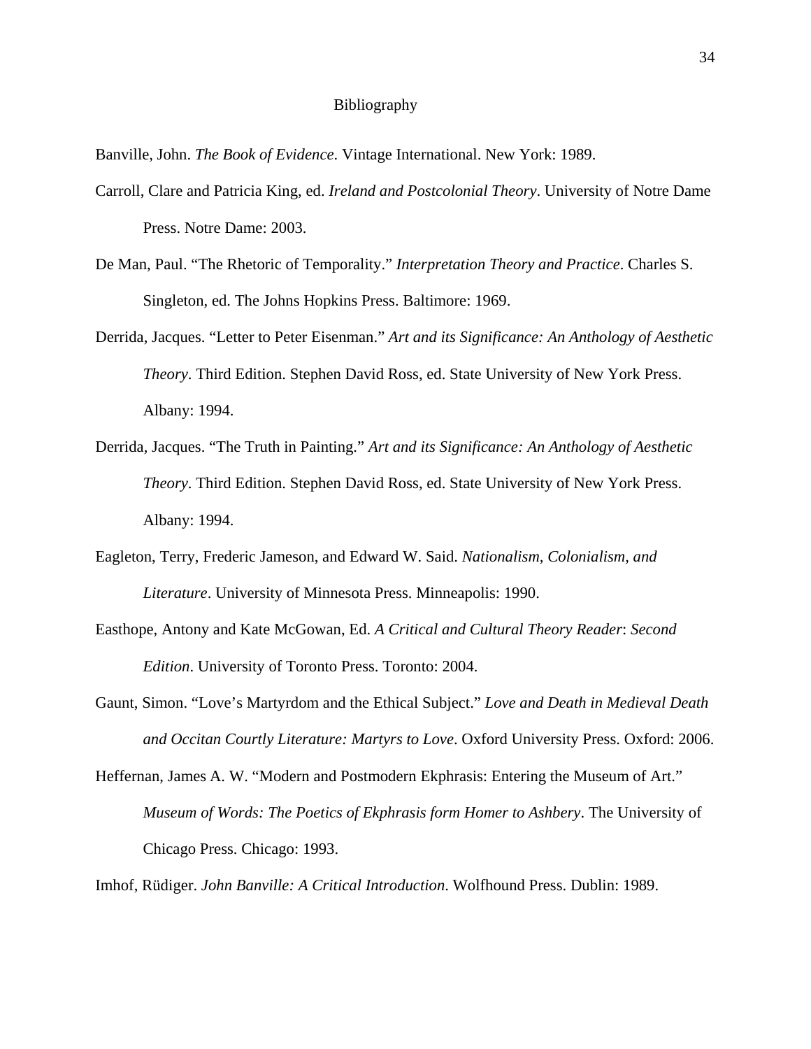# Bibliography

Banville, John. *The Book of Evidence*. Vintage International. New York: 1989.

Carroll, Clare and Patricia King, ed. *Ireland and Postcolonial Theory*. University of Notre Dame Press. Notre Dame: 2003.

De Man, Paul. "The Rhetoric of Temporality." *Interpretation Theory and Practice*. Charles S. Singleton, ed. The Johns Hopkins Press. Baltimore: 1969.

Derrida, Jacques. "Letter to Peter Eisenman." *Art and its Significance: An Anthology of Aesthetic Theory*. Third Edition. Stephen David Ross, ed. State University of New York Press. Albany: 1994.

Derrida, Jacques. "The Truth in Painting." *Art and its Significance: An Anthology of Aesthetic Theory*. Third Edition. Stephen David Ross, ed. State University of New York Press. Albany: 1994.

Eagleton, Terry, Frederic Jameson, and Edward W. Said. *Nationalism, Colonialism, and Literature*. University of Minnesota Press. Minneapolis: 1990.

Easthope, Antony and Kate McGowan, Ed. *A Critical and Cultural Theory Reader*: *Second Edition*. University of Toronto Press. Toronto: 2004.

Gaunt, Simon. "Love's Martyrdom and the Ethical Subject." *Love and Death in Medieval Death and Occitan Courtly Literature: Martyrs to Love*. Oxford University Press. Oxford: 2006.

Heffernan, James A. W. "Modern and Postmodern Ekphrasis: Entering the Museum of Art." *Museum of Words: The Poetics of Ekphrasis form Homer to Ashbery*. The University of Chicago Press. Chicago: 1993.

Imhof, Rüdiger. *John Banville: A Critical Introduction*. Wolfhound Press. Dublin: 1989.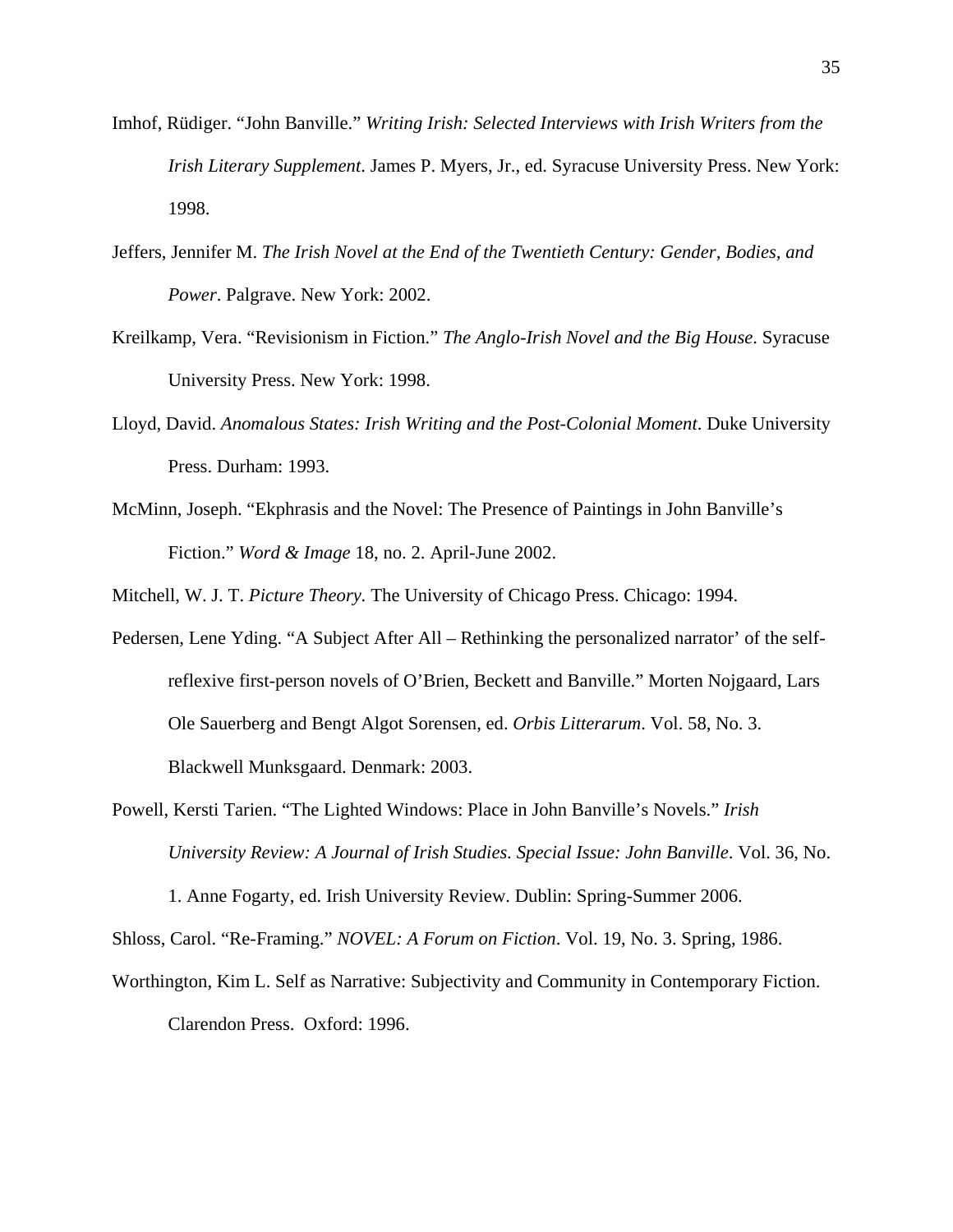Imhof, Rüdiger. “John Banville.” *Writing Irish: Selected Interviews with Irish Writers from the Irish Literary Supplement*. James P. Myers, Jr., ed. Syracuse University Press. New York: 1998.

Jeffers, Jennifer M. *The Irish Novel at the End of the Twentieth Century: Gender, Bodies, and Power*. Palgrave. New York: 2002.

Kreilkamp, Vera. “Revisionism in Fiction.” *The Anglo-Irish Novel and the Big House*. Syracuse University Press. New York: 1998.

Lloyd, David. *Anomalous States: Irish Writing and the Post-Colonial Moment*. Duke University Press. Durham: 1993.

McMinn, Joseph. “Ekphrasis and the Novel: The Presence of Paintings in John Banville’s Fiction.” *Word & Image* 18, no. 2. April-June 2002.

Mitchell, W. J. T. *Picture Theory.* The University of Chicago Press. Chicago: 1994.

Pedersen, Lene Yding. “A Subject After All – Rethinking the personalized narrator’ of the self-reflexive first-person novels of O’Brien, Beckett and Banville.” Morten Nojgaard, Lars Ole Sauerberg and Bengt Algot Sorensen, ed. *Orbis Litterarum*. Vol. 58, No. 3. Blackwell Munksgaard. Denmark: 2003.

Powell, Kersti Tarien. “The Lighted Windows: Place in John Banville’s Novels.” *Irish University Review: A Journal of Irish Studies. Special Issue: John Banville*. Vol. 36, No. 1. Anne Fogarty, ed. Irish University Review. Dublin: Spring-Summer 2006.

Shloss, Carol. “Re-Framing.” *NOVEL: A Forum on Fiction*. Vol. 19, No. 3. Spring, 1986.

Worthington, Kim L. Self as Narrative: Subjectivity and Community in Contemporary Fiction. Clarendon Press. Oxford: 1996.